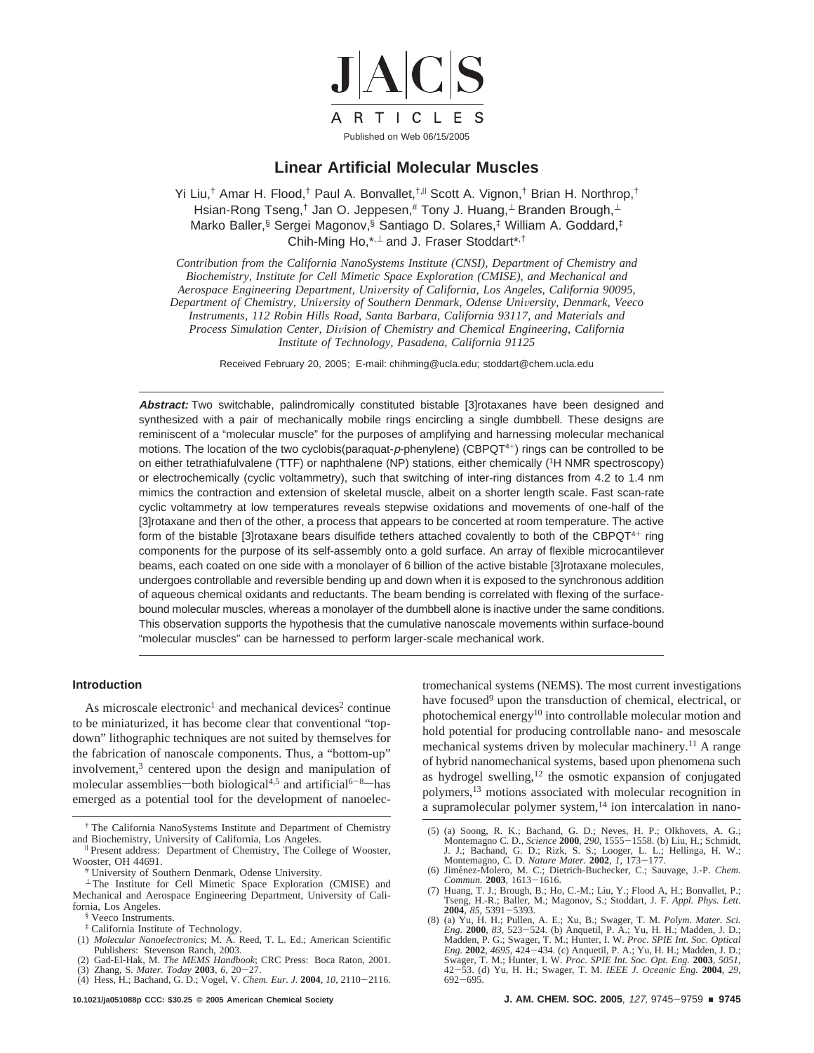J|A|C|S

ARTICLES

Published on Web 06/15/2005

# Linear Artificial Molecular Muscles

Yi Liu,[†] Amar H. Flood,[†] Paul A. Bonvallet,[†,‖] Scott A. Vignon,[†] Brian H. Northrop,[†] Hsian-Rong Tseng,[†] Jan O. Jeppesen,[#] Tony J. Huang,[⊥] Branden Brough,[⊥] Marko Baller,[§] Sergei Magonov,[§] Santiago D. Solares,[‡] William A. Goddard,[‡] Chih-Ming Ho,[*,⊥] and J. Fraser Stoddart[*,†]

*Contribution from the California NanoSystems Institute (CNSI), Department of Chemistry and Biochemistry, Institute for Cell Mimetic Space Exploration (CMISE), and Mechanical and Aerospace Engineering Department, University of California, Los Angeles, California 90095, Department of Chemistry, University of Southern Denmark, Odense University, Denmark, Veeco Instruments, 112 Robin Hills Road, Santa Barbara, California 93117, and Materials and Process Simulation Center, Division of Chemistry and Chemical Engineering, California Institute of Technology, Pasadena, California 91125*

Received February 20, 2005; E-mail: chihming@ucla.edu; stoddart@chem.ucla.edu

***Abstract:*** Two switchable, palindromically constituted bistable [3]rotaxanes have been designed and synthesized with a pair of mechanically mobile rings encircling a single dumbbell. These designs are reminiscent of a "molecular muscle" for the purposes of amplifying and harnessing molecular mechanical motions. The location of the two cyclobis(paraquat-*p*-phenylene) ($CBPQT^{4+}$) rings can be controlled to be on either tetrathiafulvalene (TTF) or naphthalene (NP) stations, either chemically ($^1$H NMR spectroscopy) or electrochemically (cyclic voltammetry), such that switching of inter-ring distances from 4.2 to 1.4 nm mimics the contraction and extension of skeletal muscle, albeit on a shorter length scale. Fast scan-rate cyclic voltammetry at low temperatures reveals stepwise oxidations and movements of one-half of the [3]rotaxane and then of the other, a process that appears to be concerted at room temperature. The active form of the bistable [3]rotaxane bears disulfide tethers attached covalently to both of the $CBPQT^{4+}$ ring components for the purpose of its self-assembly onto a gold surface. An array of flexible microcantilever beams, each coated on one side with a monolayer of 6 billion of the active bistable [3]rotaxane molecules, undergoes controllable and reversible bending up and down when it is exposed to the synchronous addition of aqueous chemical oxidants and reductants. The beam bending is correlated with flexing of the surface-bound molecular muscles, whereas a monolayer of the dumbbell alone is inactive under the same conditions. This observation supports the hypothesis that the cumulative nanoscale movements within surface-bound "molecular muscles" can be harnessed to perform larger-scale mechanical work.

## Introduction

As microscale electronic[1] and mechanical devices[2] continue to be miniaturized, it has become clear that conventional "top-down" lithographic techniques are not suited by themselves for the fabrication of nanoscale components. Thus, a "bottom-up" involvement,[3] centered upon the design and manipulation of molecular assemblies—both biological[4,5] and artificial[6–8]—has emerged as a potential tool for the development of nanoelectromechanical systems (NEMS). The most current investigations have focused[9] upon the transduction of chemical, electrical, or photochemical energy[10] into controllable molecular motion and hold potential for producing controllable nano- and mesoscale mechanical systems driven by molecular machinery.[11] A range of hybrid nanomechanical systems, based upon phenomena such as hydrogel swelling,[12] the osmotic expansion of conjugated polymers,[13] motions associated with molecular recognition in a supramolecular polymer system,[14] ion intercalation in nano-

† The California NanoSystems Institute and Department of Chemistry and Biochemistry, University of California, Los Angeles.

‖ Present address: Department of Chemistry, The College of Wooster, Wooster, OH 44691.

\# University of Southern Denmark, Odense University.

⊥ The Institute for Cell Mimetic Space Exploration (CMISE) and Mechanical and Aerospace Engineering Department, University of California, Los Angeles.

§ Veeco Instruments.

‡ California Institute of Technology.

(1) *Molecular Nanoelectronics*; M. A. Reed, T. L. Ed.; American Scientific Publishers: Stevenson Ranch, 2003.
(2) Gad-El-Hak, M. *The MEMS Handbook*; CRC Press: Boca Raton, 2001.
(3) Zhang, S. *Mater. Today* **2003**, *6*, 20–27.
(4) Hess, H.; Bachand, G. D.; Vogel, V. *Chem. Eur. J.* **2004**, *10*, 2110–2116.
(5) (a) Soong, R. K.; Bachand, G. D.; Neves, H. P.; Olkhovets, A. G.; Montemagno C. D., *Science* **2000**, *290*, 1555–1558. (b) Liu, H.; Schmidt, J. J.; Bachand, G. D.; Rizk, S. S.; Looger, L. L.; Hellinga, H. W.; Montemagno, C. D. *Nature Mater.* **2002**, *1*, 173–177.
(6) Jiménez-Molero, M. C.; Dietrich-Buchecker, C.; Sauvage, J.-P. *Chem. Commun.* **2003**, 1613–1616.
(7) Huang, T. J.; Brough, B.; Ho, C.-M.; Liu, Y.; Flood A, H.; Bonvallet, P.; Tseng, H.-R.; Baller, M.; Magonov, S.; Stoddart, J. F. *Appl. Phys. Lett.* **2004**, *85*, 5391–5393.
(8) (a) Yu, H. H.; Pullen, A. E.; Xu, B.; Swager, T. M. *Polym. Mater. Sci. Eng.* **2000**, *83*, 523–524. (b) Anquetil, P. A.; Yu, H. H.; Madden, J. D.; Madden, P. G.; Swager, T. M.; Hunter, I. W. *Proc. SPIE Int. Soc. Optical Eng.* **2002**, *4695*, 424–434. (c) Anquetil, P. A.; Yu, H. H.; Madden, J. D.; Swager, T. M.; Hunter, I. W. *Proc. SPIE Int. Soc. Opt. Eng.* **2003**, *5051*, 42–53. (d) Yu, H. H.; Swager, T. M. *IEEE J. Oceanic Eng.* **2004**, *29*, 692–695.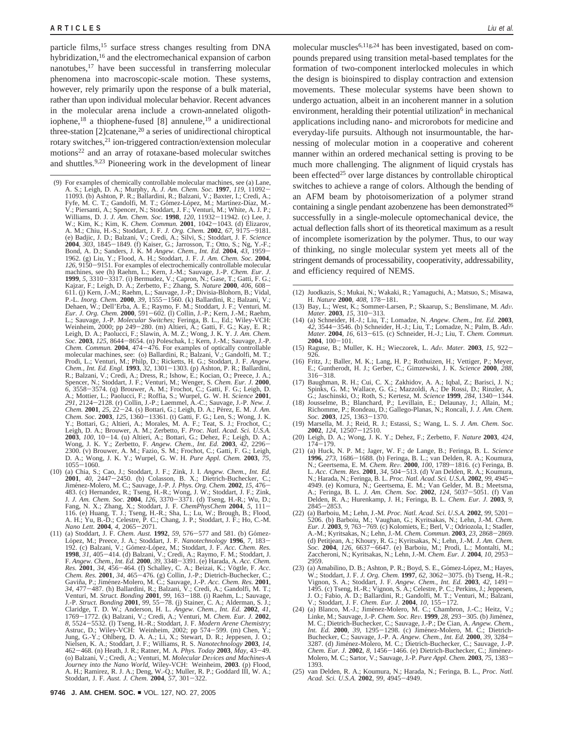particle films,[15] surface stress changes resulting from DNA hybridization,[16] and the electromechanical expansion of carbon nanotubes,[17] have been successful in transferring molecular phenomena into macroscopic-scale motion. These systems, however, rely primarily upon the response of a bulk material, rather than upon individual molecular behavior. Recent advances in the molecular arena include a crown-annelated oligothiophene,[18] a thiophene-fused [8] annulene,[19] a unidirectional three-station [2]catenane,[20] a series of unidirectional chiroptical rotary switches,[21] ion-triggered contraction/extension molecular motions[22] and an array of rotaxane-based molecular switches and shuttles.[9,23] Pioneering work in the development of linear molecular muscles[6,11g,24] has been investigated, based on compounds prepared using transition metal-based templates for the formation of two-component interlocked molecules in which the design is bioinspired to display contraction and extension movements. These molecular systems have been shown to undergo actuation, albeit in an incoherent manner in a solution environment, heralding their potential utilization[6] in mechanical applications including nano- and microrobots for medicine and everyday-life pursuits. Although not insurmountable, the harnessing of molecular motion in a cooperative and coherent manner within an ordered mechanical setting is proving to be much more challenging. The alignment of liquid crystals has been effected[25] over large distances by controllable chiroptical switches to achieve a range of colors. Although the bending of an AFM beam by photoisomerization of a polymer strand containing a single pendant azobenzene has been demonstrated[26] successfully in a single-molecule optomechanical device, the actual deflection falls short of its theoretical maximum as a result of incomplete isomerization by the polymer. Thus, to our way of thinking, no single molecular system yet meets all of the stringent demands of processability, cooperativity, addressability, and efficiency required of NEMS.

(9) For examples of chemically controllable molecular machines, see (a) Lane, A. S.; Leigh, D. A.; Murphy, A. *J. Am. Chem. Soc.* **1997**, *119*, 11092–11093. (b) Ashton, P. R.; Ballardini, R.; Balzani, V.; Baxter, I.; Credi, A.; Fyfe, M. C. T.; Gandolfi, M. T.; Gómez-López, M.; Martínez-Díaz, M.-V.; Piersanti, A.; Spencer, N.; Stoddart, J. F.; Venturi, M.; White, A. J. P.; Williams, D. J. *J. Am. Chem. Soc.* **1998**, *120*, 11932–11942. (c) Lee, J. W.; Kim, K.; Kim, K. *Chem. Commun.* **2001**, 1042–1043. (d) Elizarov, A. M.; Chiu, H.-S.; Stoddart, J. F. *J. Org. Chem.* **2002**, *67*, 9175–9181. (e) Badjic, J. D.; Balzani, V.; Credi, A.; Silvi, S.; Stoddart, J. F. *Science* **2004**, *303*, 1845–1849. (f) Kaiser, G.; Jarrosson, T.; Otto, S.; Ng, Y.-F.; Bond, A. D.; Sanders, J. K. M *Angew. Chem., Int. Ed.* **2004**, *43*, 1959–1962. (g) Liu, Y.; Flood, A. H.; Stoddart, J. F. *J. Am. Chem. Soc.* **2004**, *126*, 9150–9151. For examples of electrochemically controllable molecular machines, see (h) Raehm, L.; Kern, J.-M.; Sauvage, J.-P. *Chem. Eur. J.* **1999**, *5*, 3310–3317. (i) Bermudez, V.; Capron, N.; Gase, T.; Gatti, F. G.; Kajzar, F.; Leigh, D. A.; Zerbetto, F.; Zhang, S. *Nature* **2000**, *406*, 608–611. (j) Kern, J.-M.; Raehm, L.; Sauvage, J.-P.; Divisia-Blohorn, B.; Vidal, P.-L. *Inorg. Chem.* **2000**, *39*, 1555–1560. (k) Ballardini, R.; Balzani, V.; Dehaen, W.; Dell'Erba, A. E.; Raymo, F. M.; Stoddart, J. F.; Venturi, M. *Eur. J. Org. Chem.* **2000**, 591–602. (l) Collin, J.-P.; Kern, J.-M.; Raehm, L.; Sauvage, J.-P. *Molecular Switches;* Feringa, B. L., Ed.; Wiley-VCH: Weinheim, 2000; pp 249–280. (m) Altieri, A.; Gatti, F. G.; Kay, E. R.; Leigh, D. A.; Paolucci, F.; Slawin, A. M. Z.; Wong, J. K. Y. *J. Am. Chem. Soc.* **2003**, *125*, 8644–8654. (n) Poleschak, I.; Kern, J.-M.; Sauvage, J.-P. *Chem. Commun.* **2004**, 474–476. For examples of optically controllable molecular machines, see: (o) Ballardini, R.; Balzani, V.; Gandolfi, M. T.; Prodi, L.; Venturi, M.; Philp, D.; Ricketts, H. G.; Stoddart, J. F. *Angew. Chem., Int. Ed. Engl.* **1993**, *32*, 1301–1303. (p) Ashton, P. R.; Ballardini, R.; Balzani, V.; Credi, A.; Dress, R.; Ishow, E.; Kocian, O.; Preece, J. A.; Spencer, N.; Stoddart, J. F.; Venturi, M.; Wenger, S. *Chem. Eur. J.* **2000**, *6*, 3558–3574. (q) Brouwer, A. M.; Frochot, C.; Gatti, F. G.; Leigh, D. A.; Mottier, L.; Paolucci, F.; Roffia, S.; Wurpel, G. W. H. *Science* **2001**, *291*, 2124–2128. (r) Collin, J.-P.; Laemmel, A.-C.; Sauvage, J.-P. *New. J. Chem.* **2001**, *25*, 22–24. (s) Bottari, G.; Leigh, D. A.; Pérez, E. M. *J. Am. Chem. Soc.* **2003**, *125*, 1360–13361. (t) Gatti, F. G.; Len, S.; Wong, J. K. Y.; Bottari, G.; Altieri, A.; Morales, M. A. F.; Teat, S. J.; Frochot, C.; Leigh, D. A.; Brouwer, A. M.; Zerbetto, F. *Proc. Natl. Acad. Sci. U.S.A.* **2003**, *100*, 10–14. (u) Altieri, A.; Bottari, G.; Dehez, F.; Leigh, D. A.; Wong, J. K. Y.; Zerbetto, F. *Angew. Chem., Int. Ed.* **2003**, *42*, 2296–2300. (v) Brouwer, A. M.; Fazio, S. M.; Frochot, C.; Gatti, F. G.; Leigh, D. A.; Wong, J. K. Y.; Wurpel, G. W. H. *Pure Appl. Chem.* **2003**, *75*, 1055–1060.

(10) (a) Chia, S.; Cao, J.; Stoddart, J. F.; Zink, J. I. *Angew. Chem., Int. Ed.* **2001**, *40*, 2447–2450. (b) Colasson, B. X.; Dietrich-Buchecker, C.; Jiménez-Molero, M. C.; Sauvage, J.-P. *J. Phys. Org. Chem.* **2002**, *15*, 476–483. (c) Hernandez, R.; Tseng, H.-R.; Wong, J. W.; Stoddart, J. F.; Zink, J. *J. Am. Chem. Soc.* **2004**, *126*, 3370–3371. (d) Tseng, H.-R.; Wu, D.; Fang, N. X.; Zhang, X.; Stoddart, J. F. *ChemPhysChem* **2004**, *5*, 111–116. (e) Huang, T. J.; Tseng, H.-R.; Sha, L.; Lu, W.; Brough, B.; Flood, A. H.; Yu, B.-D.; Celestre, P. C.; Chang, J. P.; Stoddart, J. F.; Ho, C.-M. *Nano Lett.* **2004**, *4*, 2065–2071.

(11) (a) Stoddart, J. F. *Chem. Aust.* **1992**, *59*, 576–577 and 581. (b) Gómez-López, M.; Preece, J. A.; Stoddart, J. F. *Nanotechnology* **1996**, *7*, 183–192. (c) Balzani, V.; Gómez-López, M.; Stoddart, J. F. *Acc. Chem. Res.* **1998**, *31*, 405–414. (d) Balzani, V.; Credi, A.; Raymo, F. M.; Stoddart, J. F. *Angew. Chem., Int. Ed.* **2000**, *39*, 3348–3391. (e) Harada, A. *Acc. Chem. Res.* **2001**, *34*, 456–464. (f) Schalley, C. A.; Beizai, K.; Vögtle, F. *Acc. Chem. Res.* **2001**, *34*, 465–476. (g) Collin, J.-P.; Dietrich-Buchecker, C.; Gaviña, P.; Jiménez-Molero, M. C.; Sauvage, J.-P. *Acc. Chem. Res.* **2001**, *34*, 477–487. (h) Ballardini, R.; Balzani, V.; Credi, A.; Gandolfi, M. T.; Venturi, M. *Struct. Bonding* **2001**, *99*, 163–188. (i) Raehm, L.; Sauvage, J.-P. *Struct. Bonding* **2001**, *99*, 55–78. (j) Stainer, C. A.; Alderman, S. J.; Claridge, T. D. W.; Anderson, H. L. *Angew. Chem., Int. Ed.* **2002**, *41*, 1769–1772. (k) Balzani, V.; Credi, A.; Venturi, M. *Chem. Eur. J.* **2002**, *8*, 5524–5532. (l) Tseng, H.-R.; Stoddart, J. F. *Modern Arene Chemistry*; Astruc, D.; Wiley-VCH: Weinheim, 2002; pp 574–599. (m) Chen, Y.; Jung, G.-Y.; Ohlberg, D. A. A.; Li, X.; Stewart, D. R.; Jeppesen, J. O.; Nielsen, K. A.; Stoddart, J. F.; Williams, R. S. *Nanotechnology* **2003**, *14*, 462–468. (n) Heath, J. R.; Ratner, M. A. *Phys. Today* **2003**, *May*, 43–49. (o) Balzani, V.; Credi, A.; Venturi, M. *Molecular Devices and Machines-A Journey into the Nano World*, Wiley-VCH: Weinheim, **2003**. (p) Flood, A. H.; Ramirez, R. J. A.; Deng, W.-Q.; Muller, R. P.; Goddard III, W. A.; Stoddart, J. F. *Aust. J. Chem.* **2004**, *57*, 301–322.

(12) Juodkazis, S.; Mukai, N.; Wakaki, R.; Yamaguchi, A.; Matsuo, S.; Misawa, H. *Nature* **2000**, *408*, 178–181.

(13) Bay, L.; West, K.; Sommer-Larsen, P.; Skaarup, S.; Benslimane, M. *Adv. Mater.* **2003**, *15*, 310–313.

(14) (a) Schneider, H.-J.; Liu, T.; Lomadze, N. *Angew. Chem., Int. Ed.* **2003**, *42*, 3544–3546. (b) Schneider, H.-J.; Liu, T.; Lomadze, N.; Palm, B. *Adv. Mater.* **2004**, *16*, 613–615. (c) Schneider, H.-J.; Liu, T. *Chem. Commun.* **2004**, 100–101.

(15) Raguse, B.; Muller, K. H.; Wieczorek, L. *Adv. Mater.* **2003**, *15*, 922–926.

(16) Fritz, J.; Baller, M. K.; Lang, H. P.; Rothuizen, H.; Vettiger, P.; Meyer, E.; Guntherodt, H. J.; Gerber, C.; Gimzewski, J. K. *Science* **2000**, *288*, 316–318.

(17) Baughman, R. H.; Cui, C. X.; Zakhidov, A. A.; Iqbal, Z.; Barisci, J. N.; Spinks, G. M.; Wallace, G. G.; Mazzoldi, A.; De Rossi, D.; Rinzler, A. G.; Jaschinski, O.; Roth, S.; Kertesz, M. *Science* **1999**, *284*, 1340–1344.

(18) Jousselme, B.; Blanchard, P.; Levillain, E.; Delaunay, J.; Allain, M.; Richomme, P.; Rondeau, D.; Gallego-Planas, N.; Roncali, J. *J. Am. Chem. Soc.* **2003**, *125*, 1363–1370.

(19) Marsella, M. J.; Reid, R. J.; Estassi, S.; Wang, L. S. *J. Am. Chem. Soc.* **2002**, *124*, 12507–12510.

(20) Leigh, D. A.; Wong, J. K. Y.; Dehez, F.; Zerbetto, F. *Nature* **2003**, *424*, 174–179.

(21) (a) Huck, N. P. M.; Jager, W. F.; de Lange, B.; Feringa, B. L. *Science* **1996**, *273*, 1686–1688. (b) Feringa, B. L.; van Delden, R. A.; Koumura, N.; Geertsema, E. M. *Chem. Rev.* **2000**, *100*, 1789–1816. (c) Feringa, B. L. *Acc. Chem. Res.* **2001**, *34*, 504–513. (d) Van Delden, R. A.; Koumura, N.; Harada, N.; Feringa, B. L. *Proc. Natl. Acad. Sci. U.S.A.* **2002**, *99*, 4945–4949. (e) Komura, N.; Geertsema, E. M.; Van Gelder, M. B.; Meetsma, A.; Feringa, B. L. *J. Am. Chem. Soc.* **2002**, *124*, 5037–5051. (f) Van Delden, R. A.; Hurenkamp, J. H.; Feringa, B. L. *Chem. Eur. J.* **2003**, *9*, 2845–2853.

(22) (a) Barboiu, M.; Lehn, J.-M. *Proc. Natl. Acad. Sci. U.S.A.* **2002**, *99*, 5201–5206. (b) Barboiu, M.; Vaughan, G.; Kyritsakas, N.; Lehn, J.-M. *Chem. Eur. J.* **2003**, *9*, 763–769. (c) Kolomiets, E.; Berl, V.; Odriozola, I.; Stadler, A.-M.; Kyritsakas, N.; Lehn, J.-M. *Chem. Commun.* **2003**, *23*, 2868–2869. (d) Petitjean, A.; Khoury, R. G.; Kyritsakas, N.; Lehn, J.-M. *J. Am. Chem. Soc.* **2004**, *126*, 6637–6647. (e) Barboiu, M.; Prodi, L.; Montalti, M.; Zaccheroni, N.; Kyritsakas, N.; Lehn, J.-M. *Chem. Eur. J.* **2004**, *10*, 2953–2959.

(23) (a) Amabilino, D. B.; Ashton, P. R.; Boyd, S. E., Gómez-López, M.; Hayes, W.; Stoddart, J. F. *J. Org. Chem.* **1997**, *62*, 3062–3075. (b) Tseng, H.-R.; Vignon, S. A.; Stoddart, J. F. *Angew. Chem., Int. Ed.* **2003**, *42*, 1491–1495. (c) Tseng, H.-R.; Vignon, S. A.; Celestre, P. C.; Perkins, J.; Jeppesen, J. O.; Fabio, A. D.; Ballardini, R.; Gandolfi, M. T.; Venturi, M.; Balzani, V.; Stoddart, J. F. *Chem. Eur. J.* **2004**, *10*, 155–172.

(24) (a) Blanco, M.-J.; Jiménez-Molero, M. C.; Chambron, J.-C.; Heitz, V.; Linke, M.; Sauvage, J.-P. *Chem. Soc. Rev.* **1999**, *28*, 293–305. (b) Jiménez, M. C.; Dietrich-Buchecker, C.; Sauvage, J.-P.; De Cian, A. *Angew. Chem., Int. Ed.* **2000**, *39*, 1295–1298. (c) Jiménez-Molero, M. C.; Dietrich-Buchecker, C.; Sauvage, J.-P. A. *Angew. Chem., Int. Ed.* **2000**, *39*, 3284–3287. (d) Jiménez-Molero, M. C.; Dietrich-Buchecker, C.; Sauvage, J.-P. *Chem. Eur. J.* **2002**, *8*, 1456–1466. (e) Dietrich-Buchecker, C.; Jiménez-Molero, M. C.; Sartor, V.; Sauvage, J.-P. *Pure Appl. Chem.* **2003**, *75*, 1383–1393.

(25) van Delden, R. A.; Koumura, N.; Harada, N.; Feringa, B. L., *Proc. Natl. Acad. Sci. U.S.A.* **2002**, *99*, 4945–4949.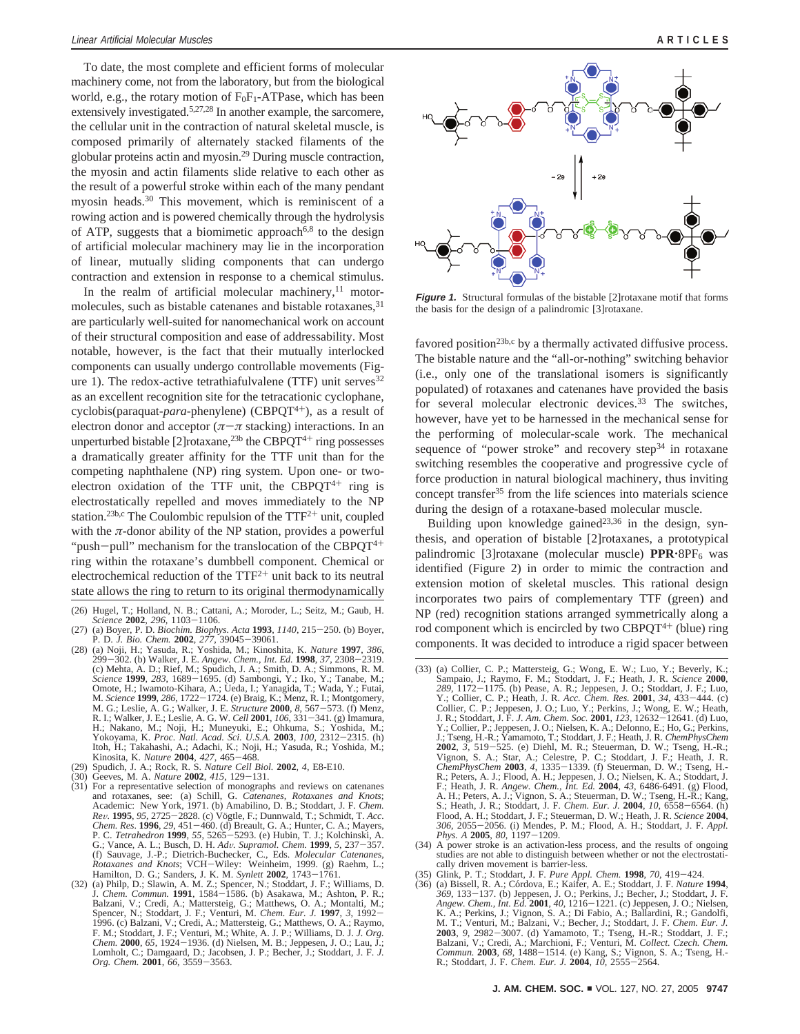To date, the most complete and efficient forms of molecular machinery come, not from the laboratory, but from the biological world, e.g., the rotary motion of $F_0F_1$-ATPase, which has been extensively investigated.[5,27,28] In another example, the sarcomere, the cellular unit in the contraction of natural skeletal muscle, is composed primarily of alternately stacked filaments of the globular proteins actin and myosin.[29] During muscle contraction, the myosin and actin filaments slide relative to each other as the result of a powerful stroke within each of the many pendant myosin heads.[30] This movement, which is reminiscent of a rowing action and is powered chemically through the hydrolysis of ATP, suggests that a biomimetic approach[6,8] to the design of artificial molecular machinery may lie in the incorporation of linear, mutually sliding components that can undergo contraction and extension in response to a chemical stimulus.

In the realm of artificial molecular machinery,[11] motor-molecules, such as bistable catenanes and bistable rotaxanes,[31] are particularly well-suited for nanomechanical work on account of their structural composition and ease of addressability. Most notable, however, is the fact that their mutually interlocked components can usually undergo controllable movements (Figure 1). The redox-active tetrathiafulvalene (TTF) unit serves[32] as an excellent recognition site for the tetracationic cyclophane, cyclobis(paraquat-*para*-phenylene) ($CBPQT^{4+}$), as a result of electron donor and acceptor ($\pi-\pi$ stacking) interactions. In an unperturbed bistable [2]rotaxane,[23b] the $CBPQT^{4+}$ ring possesses a dramatically greater affinity for the TTF unit than for the competing naphthalene (NP) ring system. Upon one- or two-electron oxidation of the TTF unit, the $CBPQT^{4+}$ ring is electrostatically repelled and moves immediately to the NP station.[23b,c] The Coulombic repulsion of the $TTF^{2+}$ unit, coupled with the $\pi$-donor ability of the NP station, provides a powerful "push−pull" mechanism for the translocation of the $CBPQT^{4+}$ ring within the rotaxane's dumbbell component. Chemical or electrochemical reduction of the $TTF^{2+}$ unit back to its neutral state allows the ring to return to its original thermodynamically favored position[23b,c] by a thermally activated diffusive process. The bistable nature and the "all-or-nothing" switching behavior (i.e., only one of the translational isomers is significantly populated) of rotaxanes and catenanes have provided the basis for several molecular electronic devices.[33] The switches, however, have yet to be harnessed in the mechanical sense for the performing of molecular-scale work. The mechanical sequence of "power stroke" and recovery step[34] in rotaxane switching resembles the cooperative and progressive cycle of force production in natural biological machinery, thus inviting concept transfer[35] from the life sciences into materials science during the design of a rotaxane-based molecular muscle.

**Figure 1.** Structural formulas of the bistable [2]rotaxane motif that forms the basis for the design of a palindromic [3]rotaxane.

Building upon knowledge gained[23,36] in the design, synthesis, and operation of bistable [2]rotaxanes, a prototypical palindromic [3]rotaxane (molecular muscle) **PPR**·$8PF_6$ was identified (Figure 2) in order to mimic the contraction and extension motion of skeletal muscles. This rational design incorporates two pairs of complementary TTF (green) and NP (red) recognition stations arranged symmetrically along a rod component which is encircled by two $CBPQT^{4+}$ (blue) ring components. It was decided to introduce a rigid spacer between

(26) Hugel, T.; Holland, N. B.; Cattani, A.; Moroder, L.; Seitz, M.; Gaub, H. *Science* **2002**, *296*, 1103−1106.
(27) (a) Boyer, P. D. *Biochim. Biophys. Acta* **1993**, *1140*, 215−250. (b) Boyer, P. D. *J. Bio. Chem.* **2002**, *277*, 39045−39061.
(28) (a) Noji, H.; Yasuda, R.; Yoshida, M.; Kinoshita, K. *Nature* **1997**, *386*, 299−302. (b) Walker, J. E. *Angew. Chem., Int. Ed.* **1998**, *37*, 2308−2319. (c) Mehta, A. D.; Rief, M.; Spudich, J. A.; Smith, D. A.; Simmons, R. M. *Science* **1999**, *283*, 1689−1695. (d) Sambongi, Y.; Iko, Y.; Tanabe, M.; Omote, H.; Iwamoto-Kihara, A.; Ueda, I.; Yanagida, T.; Wada, Y.; Futai, M. *Science* **1999**, *286*, 1722−1724. (e) Braig, K.; Menz, R. I.; Montgomery, M. G.; Leslie, A. G.; Walker, J. E. *Structure* **2000**, *8*, 567−573. (f) Menz, R. I.; Walker, J. E.; Leslie, A. G. W. *Cell* **2001**, *106*, 331−341. (g) Imamura, H.; Nakano, M.; Noji, H.; Muneyuki, E.; Ohkuma, S.; Yoshida, M.; Yokoyama, K. *Proc. Natl. Acad. Sci. U.S.A.* **2003**, *100*, 2312−2315. (h) Itoh, H.; Takahashi, A.; Adachi, K.; Noji, H.; Yasuda, R.; Yoshida, M.; Kinosita, K. *Nature* **2004**, *427*, 465−468.
(29) Spudich, J. A.; Rock, R. S. *Nature Cell Biol.* **2002**, *4*, E8-E10.
(30) Geeves, M. A. *Nature* **2002**, *415*, 129−131.
(31) For a representative selection of monographs and reviews on catenanes and rotaxanes, see: (a) Schill, G. *Catenanes, Rotaxanes and Knots*; Academic: New York, 1971. (b) Amabilino, D. B.; Stoddart, J. F. *Chem. Rev.* **1995**, *95*, 2725−2828. (c) Vögtle, F.; Dunnwald, T.; Schmidt, T. *Acc. Chem. Res.* **1996**, *29*, 451−460. (d) Breault, G. A.; Hunter, C. A.; Mayers, P. C. *Tetrahedron* **1999**, *55*, 5265−5293. (e) Hubin, T. J.; Kolchinski, A. G.; Vance, A. L.; Busch, D. H. *Adv. Supramol. Chem.* **1999**, *5*, 237−357. (f) Sauvage, J.-P.; Dietrich-Buchecker, C., Eds. *Molecular Catenanes, Rotaxanes and Knots*; VCH−Wiley: Weinheim, 1999. (g) Raehm, L.; Hamilton, D. G.; Sanders, J. K. M. *Synlett* **2002**, 1743−1761.
(32) (a) Philp, D.; Slawin, A. M. Z.; Spencer, N.; Stoddart, J. F.; Williams, D. J. *Chem. Commun.* **1991**, 1584−1586. (b) Asakawa, M.; Ashton, P. R.; Balzani, V.; Credi, A.; Mattersteig, G.; Matthews, O. A.; Montalti, M.; Spencer, N.; Stoddart, J. F.; Venturi, M. *Chem. Eur. J.* **1997**, *3*, 1992−1996. (c) Balzani, V.; Credi, A.; Mattersteig, G.; Matthews, O. A.; Raymo, F. M.; Stoddart, J. F.; Venturi, M.; White, A. J. P.; Williams, D. J. *J. Org. Chem.* **2000**, *65*, 1924−1936. (d) Nielsen, M. B.; Jeppesen, J. O.; Lau, J.; Lomholt, C.; Damgaard, D.; Jacobsen, J. P.; Becher, J.; Stoddart, J. F. *J. Org. Chem.* **2001**, *66*, 3559−3563.
(33) (a) Collier, C. P.; Mattersteig, G.; Wong, E. W.; Luo, Y.; Beverly, K.; Sampaio, J.; Raymo, F. M.; Stoddart, J. F.; Heath, J. R. *Science* **2000**, *289*, 1172−1175. (b) Pease, A. R.; Jeppesen, J. O.; Stoddart, J. F.; Luo, Y.; Collier, C. P.; Heath, J. R. *Acc. Chem. Res.* **2001**, *34*, 433−444. (c) Collier, C. P.; Jeppesen, J. O.; Luo, Y.; Perkins, J.; Wong, E. W.; Heath, J. R.; Stoddart, J. F. *J. Am. Chem. Soc.* **2001**, *123*, 12632−12641. (d) Luo, Y.; Collier, P.; Jeppesen, J. O.; Nielsen, K. A.; Delonno, E.; Ho, G.; Perkins, J.; Tseng, H.-R.; Yamamoto, T.; Stoddart, J. F.; Heath, J. R. *ChemPhysChem* **2002**, *3*, 519−525. (e) Diehl, M. R.; Steuerman, D. W.; Tseng, H.-R.; Vignon, S. A.; Star, A.; Celestre, P. C.; Stoddart, J. F.; Heath, J. R. *ChemPhysChem* **2003**, *4*, 1335−1339. (f) Steuerman, D. W.; Tseng, H.-R.; Peters, A. J.; Flood, A. H.; Jeppesen, J. O.; Nielsen, K. A.; Stoddart, J. F.; Heath, J. R. *Angew. Chem., Int. Ed.* **2004**, *43*, 6486-6491. (g) Flood, A. H.; Peters, A. J.; Vignon, S. A.; Steuerman, D. W.; Tseng, H.-R.; Kang, S.; Heath, J. R.; Stoddart, J. F. *Chem. Eur. J.* **2004**, *10*, 6558−6564. (h) Flood, A. H.; Stoddart, J. F.; Steuerman, D. W.; Heath, J. R. *Science* **2004**, *306*, 2055−2056. (i) Mendes, P. M.; Flood, A. H.; Stoddart, J. F. *Appl. Phys. A* **2005**, *80*, 1197−1209.
(34) A power stroke is an activation-less process, and the results of ongoing studies are not able to distinguish between whether or not the electrostatically driven movement is barrier-less.
(35) Glink, P. T.; Stoddart, J. F. *Pure Appl. Chem.* **1998**, *70*, 419−424.
(36) (a) Bissell, R. A.; Córdova, E.; Kaifer, A. E.; Stoddart, J. F. *Nature* **1994**, *369*, 133−137. (b) Jeppesen, J. O.; Perkins, J.; Becher, J.; Stoddart, J. F. *Angew. Chem., Int. Ed.* **2001**, *40*, 1216−1221. (c) Jeppesen, J. O.; Nielsen, K. A.; Perkins, J.; Vignon, S. A.; Di Fabio, A.; Ballardini, R.; Gandolfi, M. T.; Venturi, M.; Balzani, V.; Becher, J.; Stoddart, J. F. *Chem. Eur. J.* **2003**, *9*, 2982−3007. (d) Yamamoto, T.; Tseng, H.-R.; Stoddart, J. F.; Balzani, V.; Credi, A.; Marchioni, F.; Venturi, M. *Collect. Czech. Chem. Commun.* **2003**, *68*, 1488−1514. (e) Kang, S.; Vignon, S. A.; Tseng, H.-R.; Stoddart, J. F. *Chem. Eur. J.* **2004**, *10*, 2555−2564.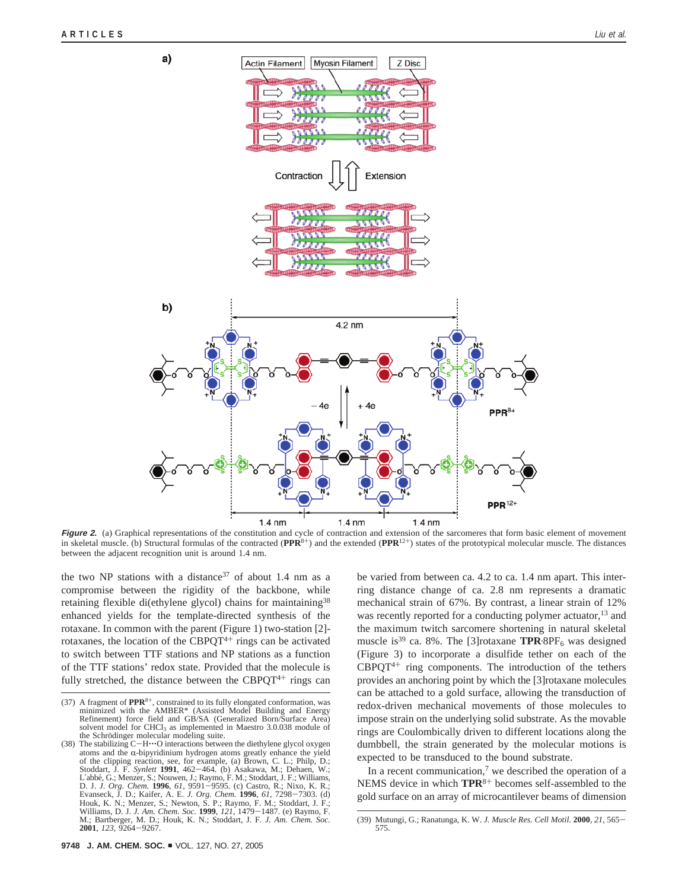***Figure 2.*** (a) Graphical representations of the constitution and cycle of contraction and extension of the sarcomeres that form basic element of movement in skeletal muscle. (b) Structural formulas of the contracted (**PPR**$^{8+}$) and the extended (**PPR**$^{12+}$) states of the prototypical molecular muscle. The distances between the adjacent recognition unit is around 1.4 nm.

the two NP stations with a distance[37] of about 1.4 nm as a compromise between the rigidity of the backbone, while retaining flexible di(ethylene glycol) chains for maintaining[38] enhanced yields for the template-directed synthesis of the rotaxane. In common with the parent (Figure 1) two-station [2]-rotaxanes, the location of the CBPQT$^{4+}$ rings can be activated to switch between TTF stations and NP stations as a function of the TTF stations' redox state. Provided that the molecule is fully stretched, the distance between the CBPQT$^{4+}$ rings can be varied from between ca. 4.2 to ca. 1.4 nm apart. This inter-ring distance change of ca. 2.8 nm represents a dramatic mechanical strain of 67%. By contrast, a linear strain of 12% was recently reported for a conducting polymer actuator,[13] and the maximum twitch sarcomere shortening in natural skeletal muscle is[39] ca. 8%. The [3]rotaxane **TPR**·8PF$_6$ was designed (Figure 3) to incorporate a disulfide tether on each of the CBPQT$^{4+}$ ring components. The introduction of the tethers provides an anchoring point by which the [3]rotaxane molecules can be attached to a gold surface, allowing the transduction of redox-driven mechanical movements of those molecules to impose strain on the underlying solid substrate. As the movable rings are Coulombically driven to different locations along the dumbbell, the strain generated by the molecular motions is expected to be transduced to the bound substrate.

In a recent communication,[7] we described the operation of a NEMS device in which **TPR**$^{8+}$ becomes self-assembled to the gold surface on an array of microcantilever beams of dimension

(37) A fragment of **PPR**$^{8+}$, constrained to its fully elongated conformation, was minimized with the AMBER* (Assisted Model Building and Energy Refinement) force field and GB/SA (Generalized Born/Surface Area) solvent model for $CHCl_3$ as implemented in Maestro 3.0.038 module of the Schrödinger molecular modeling suite.

(38) The stabilizing C−H···O interactions between the diethylene glycol oxygen atoms and the α-bipyridinium hydrogen atoms greatly enhance the yield of the clipping reaction, see, for example, (a) Brown, C. L.; Philp, D.; Stoddart, J. F. *Synlett* **1991**, 462−464. (b) Asakawa, M.; Dehaen, W.; L'abbé, G.; Menzer, S.; Nouwen, J.; Raymo, F. M.; Stoddart, J. F.; Williams, D. J. *J. Org. Chem.* **1996**, *61*, 9591−9595. (c) Castro, R.; Nixo, K. R.; Evanseck, J. D.; Kaifer, A. E. *J. Org. Chem.* **1996**, *61*, 7298−7303. (d) Houk, K. N.; Menzer, S.; Newton, S. P.; Raymo, F. M.; Stoddart, J. F.; Williams, D. J. *J. Am. Chem. Soc.* **1999**, *121*, 1479−1487. (e) Raymo, F. M.; Bartberger, M. D.; Houk, K. N.; Stoddart, J. F. *J. Am. Chem. Soc.* **2001**, *123*, 9264−9267.

(39) Mutungi, G.; Ranatunga, K. W. *J. Muscle Res. Cell Motil.* **2000**, *21*, 565−575.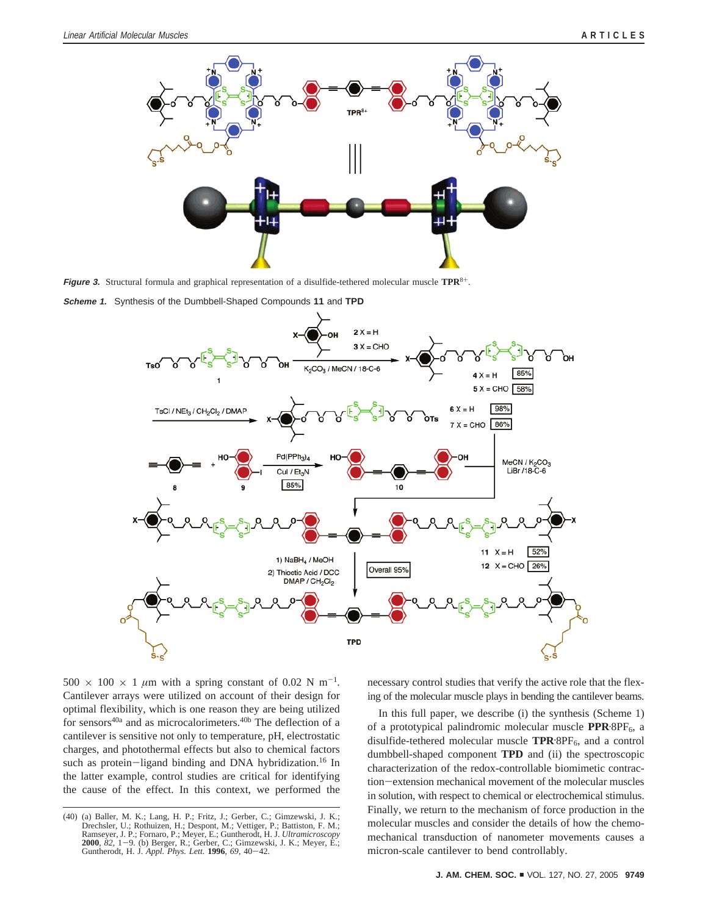*Figure 3.* Structural formula and graphical representation of a disulfide-tethered molecular muscle **TPR**$^{8+}$.

*Scheme 1.* Synthesis of the Dumbbell-Shaped Compounds **11** and **TPD**

500 × 100 × 1 $\mu$m with a spring constant of 0.02 N m$^{-1}$. Cantilever arrays were utilized on account of their design for optimal flexibility, which is one reason they are being utilized for sensors[40a] and as microcalorimeters.[40b] The deflection of a cantilever is sensitive not only to temperature, pH, electrostatic charges, and photothermal effects but also to chemical factors such as protein–ligand binding and DNA hybridization.[16] In the latter example, control studies are critical for identifying the cause of the effect. In this context, we performed the necessary control studies that verify the active role that the flexing of the molecular muscle plays in bending the cantilever beams.

In this full paper, we describe (i) the synthesis (Scheme 1) of a prototypical palindromic molecular muscle **PPR**·8PF$_6$, a disulfide-tethered molecular muscle **TPR**·8PF$_6$, and a control dumbbell-shaped component **TPD** and (ii) the spectroscopic characterization of the redox-controllable biomimetic contraction–extension mechanical movement of the molecular muscles in solution, with respect to chemical or electrochemical stimulus. Finally, we return to the mechanism of force production in the molecular muscles and consider the details of how the chemomechanical transduction of nanometer movements causes a micron-scale cantilever to bend controllably.

(40) (a) Baller, M. K.; Lang, H. P.; Fritz, J.; Gerber, C.; Gimzewski, J. K.; Drechsler, U.; Rothuizen, H.; Despont, M.; Vettiger, P.; Battiston, F. M.; Ramseyer, J. P.; Fornaro, P.; Meyer, E.; Guntherodt, H. J. *Ultramicroscopy* **2000**, *82*, 1–9. (b) Berger, R.; Gerber, C.; Gimzewski, J. K.; Meyer, E.; Guntherodt, H. J. *Appl. Phys. Lett.* **1996**, *69*, 40–42.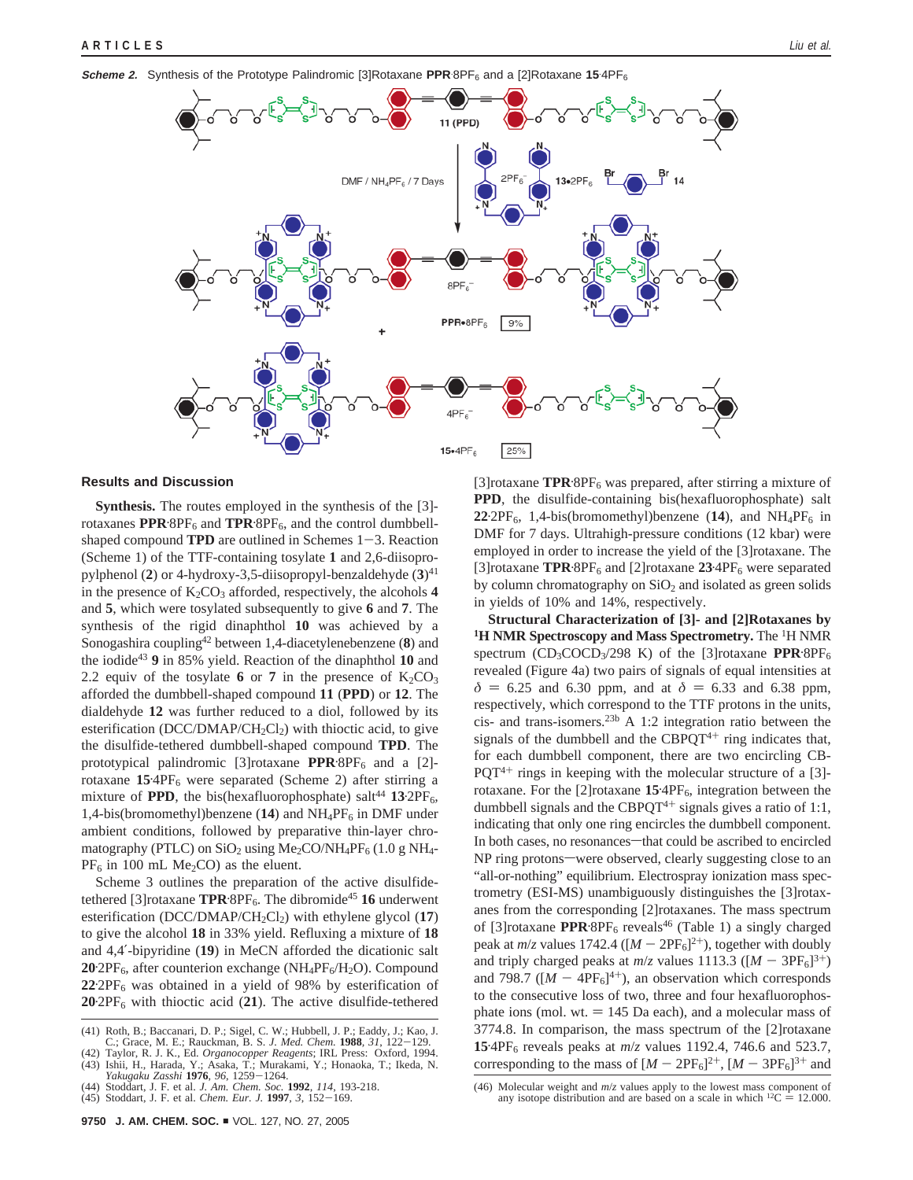***Scheme 2.*** Synthesis of the Prototype Palindromic [3]Rotaxane **PPR**·8PF$_6$ and a [2]Rotaxane **15**·4PF$_6$

11 (PPD)

DMF / NH$_4$PF$_6$ / 7 Days

13•2PF$_6$ 14

PPR•8PF$_6$ 9%

15•4PF$_6$ 25%

## Results and Discussion

**Synthesis.** The routes employed in the synthesis of the [3]-rotaxanes **PPR**·8PF$_6$ and **TPR**·8PF$_6$, and the control dumbbell-shaped compound **TPD** are outlined in Schemes 1−3. Reaction (Scheme 1) of the TTF-containing tosylate **1** and 2,6-diisopropylphenol (**2**) or 4-hydroxy-3,5-diisopropyl-benzaldehyde (**3**)[41] in the presence of $K_2CO_3$ afforded, respectively, the alcohols **4** and **5**, which were tosylated subsequently to give **6** and **7**. The synthesis of the rigid dinaphthol **10** was achieved by a Sonogashira coupling[42] between 1,4-diacetylenebenzene (**8**) and the iodide[43] **9** in 85% yield. Reaction of the dinaphthol **10** and 2.2 equiv of the tosylate **6** or **7** in the presence of $K_2CO_3$ afforded the dumbbell-shaped compound **11** (**PPD**) or **12**. The dialdehyde **12** was further reduced to a diol, followed by its esterification (DCC/DMAP/$CH_2Cl_2$) with thioctic acid, to give the disulfide-tethered dumbbell-shaped compound **TPD**. The prototypical palindromic [3]rotaxane **PPR**·8PF$_6$ and a [2]-rotaxane **15**·4PF$_6$ were separated (Scheme 2) after stirring a mixture of **PPD**, the bis(hexafluorophosphate) salt[44] **13**·2PF$_6$, 1,4-bis(bromomethyl)benzene (**14**) and $NH_4PF_6$ in DMF under ambient conditions, followed by preparative thin-layer chromatography (PTLC) on $SiO_2$ using $Me_2CO/NH_4PF_6$ (1.0 g $NH_4PF_6$ in 100 mL $Me_2CO$) as the eluent.

Scheme 3 outlines the preparation of the active disulfide-tethered [3]rotaxane **TPR**·8PF$_6$. The dibromide[45] **16** underwent esterification (DCC/DMAP/$CH_2Cl_2$) with ethylene glycol (**17**) to give the alcohol **18** in 33% yield. Refluxing a mixture of **18** and 4,4′-bipyridine (**19**) in MeCN afforded the dicationic salt **20**·2PF$_6$, after counterion exchange ($NH_4PF_6/H_2O$). Compound **22**·2PF$_6$ was obtained in a yield of 98% by esterification of **20**·2PF$_6$ with thioctic acid (**21**). The active disulfide-tethered [3]rotaxane **TPR**·8PF$_6$ was prepared, after stirring a mixture of **PPD**, the disulfide-containing bis(hexafluorophosphate) salt **22**·2PF$_6$, 1,4-bis(bromomethyl)benzene (**14**), and $NH_4PF_6$ in DMF for 7 days. Ultrahigh-pressure conditions (12 kbar) were employed in order to increase the yield of the [3]rotaxane. The [3]rotaxane **TPR**·8PF$_6$ and [2]rotaxane **23**·4PF$_6$ were separated by column chromatography on $SiO_2$ and isolated as green solids in yields of 10% and 14%, respectively.

**Structural Characterization of [3]- and [2]Rotaxanes by $^1$H NMR Spectroscopy and Mass Spectrometry.** The $^1$H NMR spectrum ($CD_3COCD_3$/298 K) of the [3]rotaxane **PPR**·8PF$_6$ revealed (Figure 4a) two pairs of signals of equal intensities at $\delta$ = 6.25 and 6.30 ppm, and at $\delta$ = 6.33 and 6.38 ppm, respectively, which correspond to the TTF protons in the units, cis- and trans-isomers.[23b] A 1:2 integration ratio between the signals of the dumbbell and the CBPQT$^{4+}$ ring indicates that, for each dumbbell component, there are two encircling CBPQT$^{4+}$ rings in keeping with the molecular structure of a [3]-rotaxane. For the [2]rotaxane **15**·4PF$_6$, integration between the dumbbell signals and the CBPQT$^{4+}$ signals gives a ratio of 1:1, indicating that only one ring encircles the dumbbell component. In both cases, no resonances—that could be ascribed to encircled NP ring protons—were observed, clearly suggesting close to an "all-or-nothing" equilibrium. Electrospray ionization mass spectrometry (ESI-MS) unambiguously distinguishes the [3]rotaxanes from the corresponding [2]rotaxanes. The mass spectrum of [3]rotaxane **PPR**·8PF$_6$ reveals[46] (Table 1) a singly charged peak at $m/z$ values 1742.4 ($[M - 2PF_6]^{2+}$), together with doubly and triply charged peaks at $m/z$ values 1113.3 ($[M - 3PF_6]^{3+}$) and 798.7 ($[M - 4PF_6]^{4+}$), an observation which corresponds to the consecutive loss of two, three and four hexafluorophosphate ions (mol. wt. = 145 Da each), and a molecular mass of 3774.8. In comparison, the mass spectrum of the [2]rotaxane **15**·4PF$_6$ reveals peaks at $m/z$ values 1192.4, 746.6 and 523.7, corresponding to the mass of $[M - 2PF_6]^{2+}$, $[M - 3PF_6]^{3+}$ and

(41) Roth, B.; Baccanari, D. P.; Sigel, C. W.; Hubbell, J. P.; Eaddy, J.; Kao, J. C.; Grace, M. E.; Rauckman, B. S. *J. Med. Chem.* **1988**, *31*, 122−129.
(42) Taylor, R. J. K., Ed. *Organocopper Reagents*; IRL Press: Oxford, 1994.
(43) Ishii, H., Harada, Y.; Asaka, T.; Murakami, Y.; Honaoka, T.; Ikeda, N. *Yakugaku Zasshi* **1976**, *96*, 1259−1264.
(44) Stoddart, J. F. et al. *J. Am. Chem. Soc.* **1992**, *114*, 193-218.
(45) Stoddart, J. F. et al. *Chem. Eur. J.* **1997**, *3*, 152−169.
(46) Molecular weight and $m/z$ values apply to the lowest mass component of any isotope distribution and are based on a scale in which $^{12}C$ = 12.000.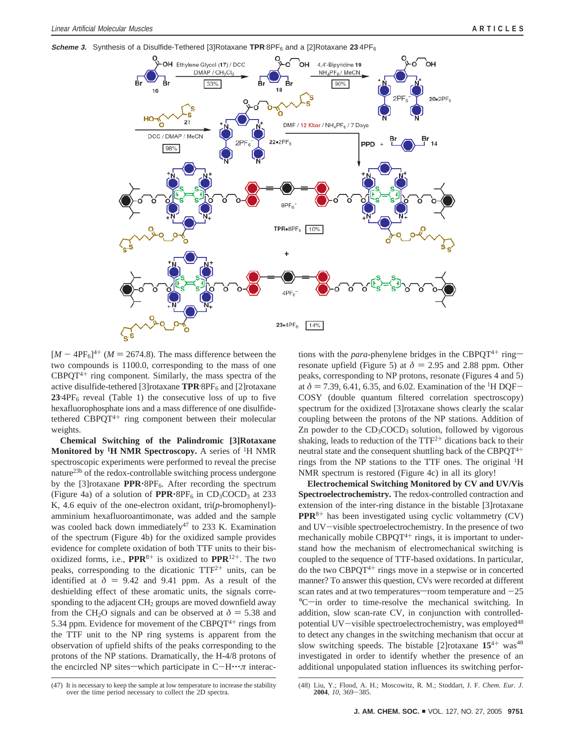***Scheme 3.*** Synthesis of a Disulfide-Tethered [3]Rotaxane **TPR**·8PF$_6$ and a [2]Rotaxane **23**·4PF$_6$

$[M - 4PF_6]^{4+}$ ($M = 2674.8$). The mass difference between the two compounds is 1100.0, corresponding to the mass of one CBPQT$^{4+}$ ring component. Similarly, the mass spectra of the active disulfide-tethered [3]rotaxane **TPR**·8PF$_6$ and [2]rotaxane **23**·4PF$_6$ reveal (Table 1) the consecutive loss of up to five hexafluorophosphate ions and a mass difference of one disulfide-tethered CBPQT$^{4+}$ ring component between their molecular weights.

**Chemical Switching of the Palindromic [3]Rotaxane Monitored by $^1$H NMR Spectroscopy.** A series of $^1$H NMR spectroscopic experiments were performed to reveal the precise nature[23b] of the redox-controllable switching process undergone by the [3]rotaxane **PPR**·8PF$_6$. After recording the spectrum (Figure 4a) of a solution of **PPR**·8PF$_6$ in CD$_3$COCD$_3$ at 233 K, 4.6 equiv of the one-electron oxidant, tri(*p*-bromophenyl)-amminium hexafluoroantimonate, was added and the sample was cooled back down immediately[47] to 233 K. Examination of the spectrum (Figure 4b) for the oxidized sample provides evidence for complete oxidation of both TTF units to their bis-oxidized forms, i.e., **PPR**$^{8+}$ is oxidized to **PPR**$^{12+}$. The two peaks, corresponding to the dicationic TTF$^{2+}$ units, can be identified at $\delta$ = 9.42 and 9.41 ppm. As a result of the deshielding effect of these aromatic units, the signals corresponding to the adjacent CH$_2$ groups are moved downfield away from the CH$_2$O signals and can be observed at $\delta$ = 5.38 and 5.34 ppm. Evidence for movement of the CBPQT$^{4+}$ rings from the TTF unit to the NP ring systems is apparent from the observation of upfield shifts of the peaks corresponding to the protons of the NP stations. Dramatically, the H-4/8 protons of the encircled NP sites—which participate in C−H···$\pi$ interactions with the *para*-phenylene bridges in the CBPQT$^{4+}$ ring—resonate upfield (Figure 5) at $\delta$ = 2.95 and 2.88 ppm. Other peaks, corresponding to NP protons, resonate (Figures 4 and 5) at $\delta$ = 7.39, 6.41, 6.35, and 6.02. Examination of the $^1$H DQF−COSY (double quantum filtered correlation spectroscopy) spectrum for the oxidized [3]rotaxane shows clearly the scalar coupling between the protons of the NP stations. Addition of Zn powder to the CD$_3$COCD$_3$ solution, followed by vigorous shaking, leads to reduction of the TTF$^{2+}$ dications back to their neutral state and the consequent shuttling back of the CBPQT$^{4+}$ rings from the NP stations to the TTF ones. The original $^1$H NMR spectrum is restored (Figure 4c) in all its glory!

**Electrochemical Switching Monitored by CV and UV/Vis Spectroelectrochemistry.** The redox-controlled contraction and extension of the inter-ring distance in the bistable [3]rotaxane **PPR**$^{8+}$ has been investigated using cyclic voltammetry (CV) and UV−visible spectroelectrochemistry. In the presence of two mechanically mobile CBPQT$^{4+}$ rings, it is important to understand how the mechanism of electromechanical switching is coupled to the sequence of TTF-based oxidations. In particular, do the two CBPQT$^{4+}$ rings move in a stepwise or in concerted manner? To answer this question, CVs were recorded at different scan rates and at two temperatures—room temperature and −25 °C—in order to time-resolve the mechanical switching. In addition, slow scan-rate CV, in conjunction with controlled-potential UV−visible spectroelectrochemistry, was employed[48] to detect any changes in the switching mechanism that occur at slow switching speeds. The bistable [2]rotaxane **15**$^{4+}$ was[48] investigated in order to identify whether the presence of an additional unpopulated station influences its switching perfor-

(47) It is necessary to keep the sample at low temperature to increase the stability over the time period necessary to collect the 2D spectra.

(48) Liu, Y.; Flood, A. H.; Moscowitz, R. M.; Stoddart, J. F. *Chem. Eur. J.* **2004**, *10*, 369−385.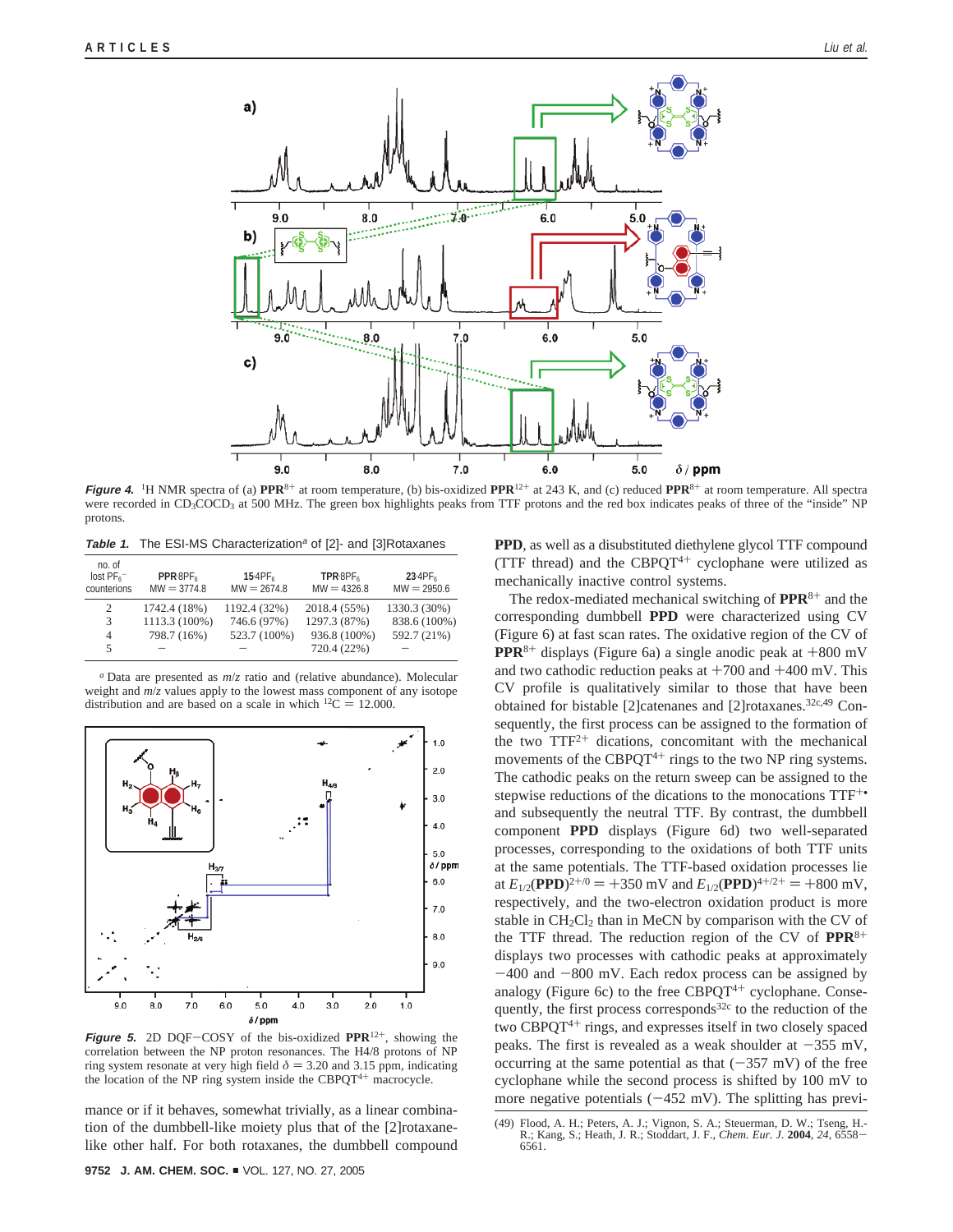*Figure 4.* $^1$H NMR spectra of (a) **PPR**$^{8+}$ at room temperature, (b) bis-oxidized **PPR**$^{12+}$ at 243 K, and (c) reduced **PPR**$^{8+}$ at room temperature. All spectra were recorded in $CD_3COCD_3$ at 500 MHz. The green box highlights peaks from TTF protons and the red box indicates peaks of three of the "inside" NP protons.

*Table 1.* The ESI-MS Characterization[a] of [2]- and [3]Rotaxanes

| no. of lost $PF_6^-$ counterions | **PPR**·8PF$_6$ MW = 3774.8 | **15**·4PF$_6$ MW = 2674.8 | **TPR**·8PF$_6$ MW = 4326.8 | **23**·4PF$_6$ MW = 2950.6 |
|---|---|---|---|---|
| 2 | 1742.4 (18%) | 1192.4 (32%) | 2018.4 (55%) | 1330.3 (30%) |
| 3 | 1113.3 (100%) | 746.6 (97%) | 1297.3 (87%) | 838.6 (100%) |
| 4 | 798.7 (16%) | 523.7 (100%) | 936.8 (100%) | 592.7 (21%) |
| 5 | – | – | 720.4 (22%) | – |

[a] Data are presented as *m/z* ratio and (relative abundance). Molecular weight and *m/z* values apply to the lowest mass component of any isotope distribution and are based on a scale in which $^{12}$C = 12.000.

*Figure 5.* 2D DQF–COSY of the bis-oxidized **PPR**$^{12+}$, showing the correlation between the NP proton resonances. The H4/8 protons of NP ring system resonate at very high field δ = 3.20 and 3.15 ppm, indicating the location of the NP ring system inside the CBPQT$^{4+}$ macrocycle.

mance or if it behaves, somewhat trivially, as a linear combination of the dumbbell-like moiety plus that of the [2]rotaxane-like other half. For both rotaxanes, the dumbbell compound **PPD**, as well as a disubstituted diethylene glycol TTF compound (TTF thread) and the CBPQT$^{4+}$ cyclophane were utilized as mechanically inactive control systems.

The redox-mediated mechanical switching of **PPR**$^{8+}$ and the corresponding dumbbell **PPD** were characterized using CV (Figure 6) at fast scan rates. The oxidative region of the CV of **PPR**$^{8+}$ displays (Figure 6a) a single anodic peak at +800 mV and two cathodic reduction peaks at +700 and +400 mV. This CV profile is qualitatively similar to those that have been obtained for bistable [2]catenanes and [2]rotaxanes.[32c,49] Consequently, the first process can be assigned to the formation of the two TTF$^{2+}$ dications, concomitant with the mechanical movements of the CBPQT$^{4+}$ rings to the two NP ring systems. The cathodic peaks on the return sweep can be assigned to the stepwise reductions of the dications to the monocations TTF$^{+•}$ and subsequently the neutral TTF. By contrast, the dumbbell component **PPD** displays (Figure 6d) two well-separated processes, corresponding to the oxidations of both TTF units at the same potentials. The TTF-based oxidation processes lie at $E_{1/2}$(**PPD**)$^{2+/0}$ = +350 mV and $E_{1/2}$(**PPD**)$^{4+/2+}$ = +800 mV, respectively, and the two-electron oxidation product is more stable in $CH_2Cl_2$ than in MeCN by comparison with the CV of the TTF thread. The reduction region of the CV of **PPR**$^{8+}$ displays two processes with cathodic peaks at approximately −400 and −800 mV. Each redox process can be assigned by analogy (Figure 6c) to the free CBPQT$^{4+}$ cyclophane. Consequently, the first process corresponds[32c] to the reduction of the two CBPQT$^{4+}$ rings, and expresses itself in two closely spaced peaks. The first is revealed as a weak shoulder at −355 mV, occurring at the same potential as that (−357 mV) of the free cyclophane while the second process is shifted by 100 mV to more negative potentials (−452 mV). The splitting has previ-

(49) Flood, A. H.; Peters, A. J.; Vignon, S. A.; Steuerman, D. W.; Tseng, H.-R.; Kang, S.; Heath, J. R.; Stoddart, J. F., *Chem. Eur. J.* **2004**, *24*, 6558–6561.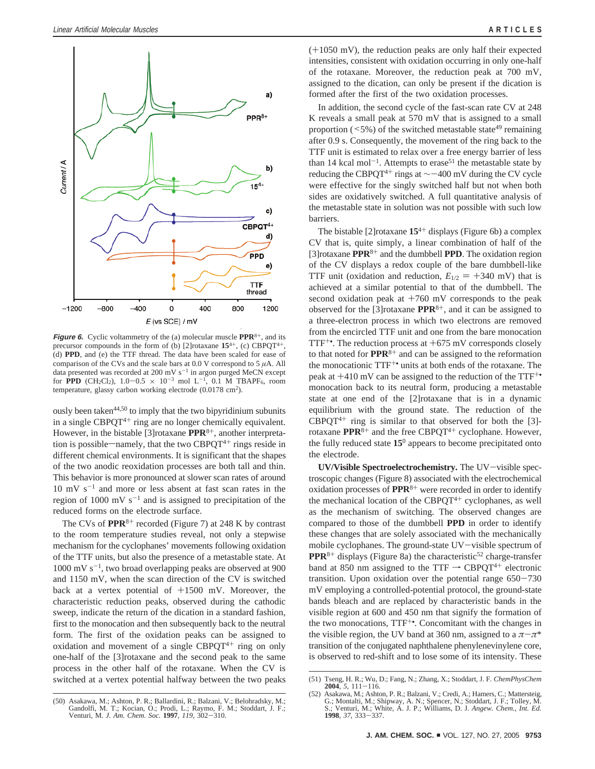*Figure 6.* Cyclic voltammetry of the (a) molecular muscle **PPR**$^{8+}$, and its precursor compounds in the form of (b) [2]rotaxane **15**$^{4+}$, (c) CBPQT$^{4+}$, (d) **PPD**, and (e) the TTF thread. The data have been scaled for ease of comparison of the CVs and the scale bars at 0.0 V correspond to 5 $\mu$A. All data presented was recorded at 200 mV s$^{-1}$ in argon purged MeCN except for **PPD** (CH$_2$Cl$_2$), 1.0–0.5 $\times$ 10$^{-3}$ mol L$^{-1}$, 0.1 M TBAPF$_6$, room temperature, glassy carbon working electrode (0.0178 cm$^2$).

ously been taken[44,50] to imply that the two bipyridinium subunits in a single CBPQT$^{4+}$ ring are no longer chemically equivalent. However, in the bistable [3]rotaxane **PPR**$^{8+}$, another interpretation is possible—namely, that the two CBPQT$^{4+}$ rings reside in different chemical environments. It is significant that the shapes of the two anodic reoxidation processes are both tall and thin. This behavior is more pronounced at slower scan rates of around 10 mV s$^{-1}$ and more or less absent at fast scan rates in the region of 1000 mV s$^{-1}$ and is assigned to precipitation of the reduced forms on the electrode surface.

The CVs of **PPR**$^{8+}$ recorded (Figure 7) at 248 K by contrast to the room temperature studies reveal, not only a stepwise mechanism for the cyclophanes' movements following oxidation of the TTF units, but also the presence of a metastable state. At 1000 mV s$^{-1}$, two broad overlapping peaks are observed at 900 and 1150 mV, when the scan direction of the CV is switched back at a vertex potential of +1500 mV. Moreover, the characteristic reduction peaks, observed during the cathodic sweep, indicate the return of the dication in a standard fashion, first to the monocation and then subsequently back to the neutral form. The first of the oxidation peaks can be assigned to oxidation and movement of a single CBPQT$^{4+}$ ring on only one-half of the [3]rotaxane and the second peak to the same process in the other half of the rotaxane. When the CV is switched at a vertex potential halfway between the two peaks (+1050 mV), the reduction peaks are only half their expected intensities, consistent with oxidation occurring in only one-half of the rotaxane. Moreover, the reduction peak at 700 mV, assigned to the dication, can only be present if the dication is formed after the first of the two oxidation processes.

In addition, the second cycle of the fast-scan rate CV at 248 K reveals a small peak at 570 mV that is assigned to a small proportion (<5%) of the switched metastable state[49] remaining after 0.9 s. Consequently, the movement of the ring back to the TTF unit is estimated to relax over a free energy barrier of less than 14 kcal mol$^{-1}$. Attempts to erase[51] the metastable state by reducing the CBPQT$^{4+}$ rings at ~−400 mV during the CV cycle were effective for the singly switched half but not when both sides are oxidatively switched. A full quantitative analysis of the metastable state in solution was not possible with such low barriers.

The bistable [2]rotaxane **15**$^{4+}$ displays (Figure 6b) a complex CV that is, quite simply, a linear combination of half of the [3]rotaxane **PPR**$^{8+}$ and the dumbbell **PPD**. The oxidation region of the CV displays a redox couple of the bare dumbbell-like TTF unit (oxidation and reduction, $E_{1/2}$ = +340 mV) that is achieved at a similar potential to that of the dumbbell. The second oxidation peak at +760 mV corresponds to the peak observed for the [3]rotaxane **PPR**$^{8+}$, and it can be assigned to a three-electron process in which two electrons are removed from the encircled TTF unit and one from the bare monocation TTF$^{+\bullet}$. The reduction process at +675 mV corresponds closely to that noted for **PPR**$^{8+}$ and can be assigned to the reformation the monocationic TTF$^{+\bullet}$ units at both ends of the rotaxane. The peak at +410 mV can be assigned to the reduction of the TTF$^{+\bullet}$ monocation back to its neutral form, producing a metastable state at one end of the [2]rotaxane that is in a dynamic equilibrium with the ground state. The reduction of the CBPQT$^{4+}$ ring is similar to that observed for both the [3]-rotaxane **PPR**$^{8+}$ and the free CBPQT$^{4+}$ cyclophane. However, the fully reduced state **15**$^0$ appears to become precipitated onto the electrode.

**UV/Visible Spectroelectrochemistry.** The UV–visible spectroscopic changes (Figure 8) associated with the electrochemical oxidation processes of **PPR**$^{8+}$ were recorded in order to identify the mechanical location of the CBPQT$^{4+}$ cyclophanes, as well as the mechanism of switching. The observed changes are compared to those of the dumbbell **PPD** in order to identify these changes that are solely associated with the mechanically mobile cyclophanes. The ground-state UV–visible spectrum of **PPR**$^{8+}$ displays (Figure 8a) the characteristic[52] charge-transfer band at 850 nm assigned to the TTF → CBPQT$^{4+}$ electronic transition. Upon oxidation over the potential range 650–730 mV employing a controlled-potential protocol, the ground-state bands bleach and are replaced by characteristic bands in the visible region at 600 and 450 nm that signify the formation of the two monocations, TTF$^{+\bullet}$. Concomitant with the changes in the visible region, the UV band at 360 nm, assigned to a $\pi-\pi^*$ transition of the conjugated naphthalene phenylenevinylene core, is observed to red-shift and to lose some of its intensity. These

(50) Asakawa, M.; Ashton, P. R.; Ballardini, R.; Balzani, V.; Belohradsky, M.; Gandolfi, M. T.; Kocian, O.; Prodi, L.; Raymo, F. M.; Stoddart, J. F.; Venturi, M. *J. Am. Chem. Soc.* **1997**, *119*, 302–310.

(51) Tseng, H. R.; Wu, D.; Fang, N.; Zhang, X.; Stoddart, J. F. *ChemPhysChem* **2004**, *5*, 111–116.

(52) Asakawa, M.; Ashton, P. R.; Balzani, V.; Credi, A.; Hamers, C.; Mattersteig, G.; Montalti, M.; Shipway, A. N.; Spencer, N.; Stoddart, J. F.; Tolley, M. S.; Venturi, M.; White, A. J. P.; Williams, D. J. *Angew. Chem., Int. Ed.* **1998**, *37*, 333–337.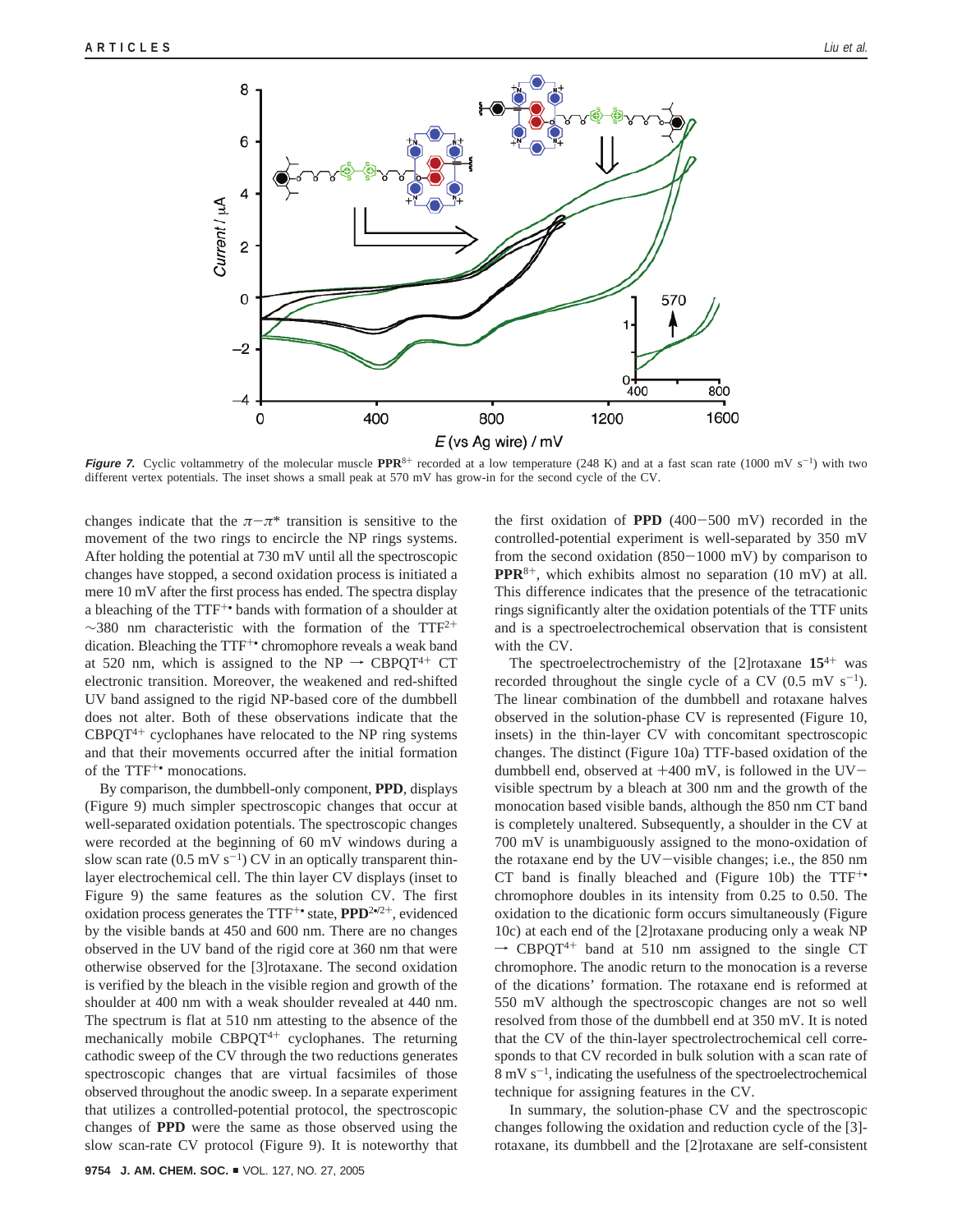**Figure 7.** Cyclic voltammetry of the molecular muscle **PPR**$^{8+}$ recorded at a low temperature (248 K) and at a fast scan rate (1000 mV s$^{-1}$) with two different vertex potentials. The inset shows a small peak at 570 mV has grow-in for the second cycle of the CV.

changes indicate that the $\pi-\pi^*$ transition is sensitive to the movement of the two rings to encircle the NP rings systems. After holding the potential at 730 mV until all the spectroscopic changes have stopped, a second oxidation process is initiated a mere 10 mV after the first process has ended. The spectra display a bleaching of the TTF$^{+\bullet}$ bands with formation of a shoulder at ~380 nm characteristic with the formation of the TTF$^{2+}$ dication. Bleaching the TTF$^{+\bullet}$ chromophore reveals a weak band at 520 nm, which is assigned to the NP → CBPQT$^{4+}$ CT electronic transition. Moreover, the weakened and red-shifted UV band assigned to the rigid NP-based core of the dumbbell does not alter. Both of these observations indicate that the CBPQT$^{4+}$ cyclophanes have relocated to the NP ring systems and that their movements occurred after the initial formation of the TTF$^{+\bullet}$ monocations.

By comparison, the dumbbell-only component, **PPD**, displays (Figure 9) much simpler spectroscopic changes that occur at well-separated oxidation potentials. The spectroscopic changes were recorded at the beginning of 60 mV windows during a slow scan rate (0.5 mV s$^{-1}$) CV in an optically transparent thin-layer electrochemical cell. The thin layer CV displays (inset to Figure 9) the same features as the solution CV. The first oxidation process generates the TTF$^{+\bullet}$ state, **PPD**$^{2\bullet/2+}$, evidenced by the visible bands at 450 and 600 nm. There are no changes observed in the UV band of the rigid core at 360 nm that were otherwise observed for the [3]rotaxane. The second oxidation is verified by the bleach in the visible region and growth of the shoulder at 400 nm with a weak shoulder revealed at 440 nm. The spectrum is flat at 510 nm attesting to the absence of the mechanically mobile CBPQT$^{4+}$ cyclophanes. The returning cathodic sweep of the CV through the two reductions generates spectroscopic changes that are virtual facsimiles of those observed throughout the anodic sweep. In a separate experiment that utilizes a controlled-potential protocol, the spectroscopic changes of **PPD** were the same as those observed using the slow scan-rate CV protocol (Figure 9). It is noteworthy that the first oxidation of **PPD** (400−500 mV) recorded in the controlled-potential experiment is well-separated by 350 mV from the second oxidation (850−1000 mV) by comparison to **PPR**$^{8+}$, which exhibits almost no separation (10 mV) at all. This difference indicates that the presence of the tetracationic rings significantly alter the oxidation potentials of the TTF units and is a spectroelectrochemical observation that is consistent with the CV.

The spectroelectrochemistry of the [2]rotaxane **15**$^{4+}$ was recorded throughout the single cycle of a CV (0.5 mV s$^{-1}$). The linear combination of the dumbbell and rotaxane halves observed in the solution-phase CV is represented (Figure 10, insets) in the thin-layer CV with concomitant spectroscopic changes. The distinct (Figure 10a) TTF-based oxidation of the dumbbell end, observed at +400 mV, is followed in the UV−visible spectrum by a bleach at 300 nm and the growth of the monocation based visible bands, although the 850 nm CT band is completely unaltered. Subsequently, a shoulder in the CV at 700 mV is unambiguously assigned to the mono-oxidation of the rotaxane end by the UV−visible changes; i.e., the 850 nm CT band is finally bleached and (Figure 10b) the TTF$^{+\bullet}$ chromophore doubles in its intensity from 0.25 to 0.50. The oxidation to the dicationic form occurs simultaneously (Figure 10c) at each end of the [2]rotaxane producing only a weak NP → CBPQT$^{4+}$ band at 510 nm assigned to the single CT chromophore. The anodic return to the monocation is a reverse of the dications' formation. The rotaxane end is reformed at 550 mV although the spectroscopic changes are not so well resolved from those of the dumbbell end at 350 mV. It is noted that the CV of the thin-layer spectroelectrochemical cell corresponds to that CV recorded in bulk solution with a scan rate of 8 mV s$^{-1}$, indicating the usefulness of the spectroelectrochemical technique for assigning features in the CV.

In summary, the solution-phase CV and the spectroscopic changes following the oxidation and reduction cycle of the [3]-rotaxane, its dumbbell and the [2]rotaxane are self-consistent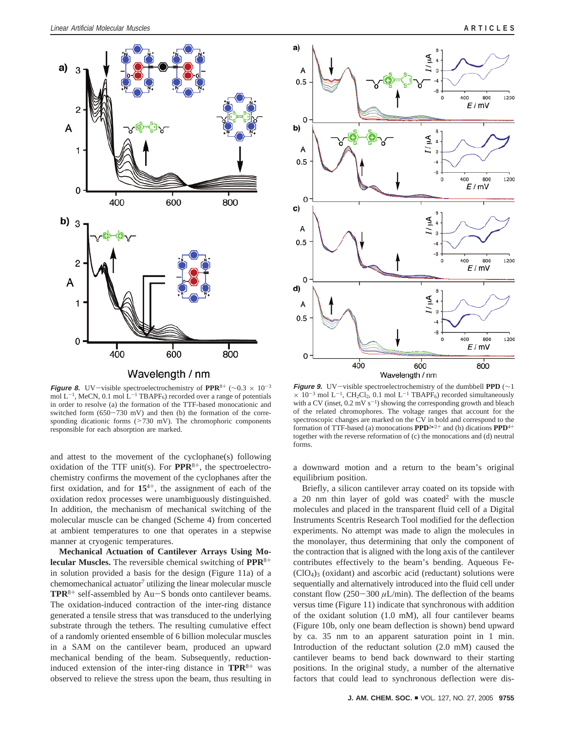**Figure 8.** UV–visible spectroelectrochemistry of **PPR**$^{8+}$ ($\sim$0.3 $\times$ 10$^{-3}$ mol L$^{-1}$, MeCN, 0.1 mol L$^{-1}$ TBAPF$_6$) recorded over a range of potentials in order to resolve (a) the formation of the TTF-based monocationic and switched form (650–730 mV) and then (b) the formation of the corresponding dicationic forms (>730 mV). The chromophoric components responsible for each absorption are marked.

**Figure 9.** UV–visible spectroelectrochemistry of the dumbbell **PPD** ($\sim$1 $\times$ 10$^{-3}$ mol L$^{-1}$, CH$_2$Cl$_2$, 0.1 mol L$^{-1}$ TBAPF$_6$) recorded simultaneously with a CV (inset, 0.2 mV s$^{-1}$) showing the corresponding growth and bleach of the related chromophores. The voltage ranges that account for the spectroscopic changes are marked on the CV in bold and correspond to the formation of TTF-based (a) monocations **PPD**$^{2\bullet/2+}$ and (b) dications **PPD**$^{4+}$ together with the reverse reformation of (c) the monocations and (d) neutral forms.

and attest to the movement of the cyclophane(s) following oxidation of the TTF unit(s). For **PPR**$^{8+}$, the spectroelectrochemistry confirms the movement of the cyclophanes after the first oxidation, and for **15**$^{4+}$, the assignment of each of the oxidation redox processes were unambiguously distinguished. In addition, the mechanism of mechanical switching of the molecular muscle can be changed (Scheme 4) from concerted at ambient temperatures to one that operates in a stepwise manner at cryogenic temperatures.

**Mechanical Actuation of Cantilever Arrays Using Molecular Muscles.** The reversible chemical switching of **PPR**$^{8+}$ in solution provided a basis for the design (Figure 11a) of a chemomechanical actuator[7] utilizing the linear molecular muscle **TPR**$^{8+}$ self-assembled by Au–S bonds onto cantilever beams. The oxidation-induced contraction of the inter-ring distance generated a tensile stress that was transduced to the underlying substrate through the tethers. The resulting cumulative effect of a randomly oriented ensemble of 6 billion molecular muscles in a SAM on the cantilever beam, produced an upward mechanical bending of the beam. Subsequently, reduction-induced extension of the inter-ring distance in **TPR**$^{8+}$ was observed to relieve the stress upon the beam, thus resulting in a downward motion and a return to the beam's original equilibrium position.

Briefly, a silicon cantilever array coated on its topside with a 20 nm thin layer of gold was coated[2] with the muscle molecules and placed in the transparent fluid cell of a Digital Instruments Scentris Research Tool modified for the deflection experiments. No attempt was made to align the molecules in the monolayer, thus determining that only the component of the contraction that is aligned with the long axis of the cantilever contributes effectively to the beam's bending. Aqueous Fe(ClO$_4$)$_3$ (oxidant) and ascorbic acid (reductant) solutions were sequentially and alternatively introduced into the fluid cell under constant flow (250–300 $\mu$L/min). The deflection of the beams versus time (Figure 11) indicate that synchronous with addition of the oxidant solution (1.0 mM), all four cantilever beams (Figure 10b, only one beam deflection is shown) bend upward by ca. 35 nm to an apparent saturation point in 1 min. Introduction of the reductant solution (2.0 mM) caused the cantilever beams to bend back downward to their starting positions. In the original study, a number of the alternative factors that could lead to synchronous deflection were dis-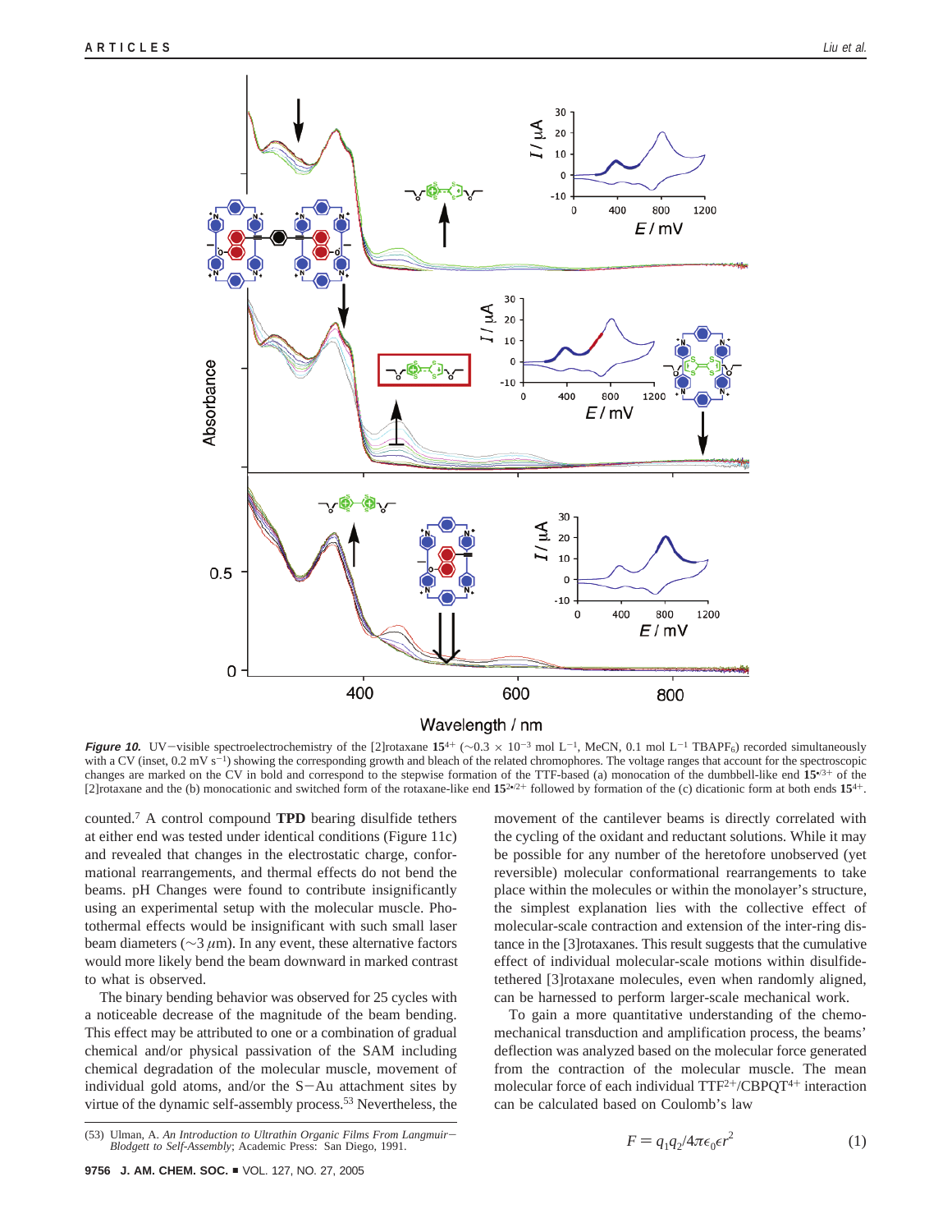**Figure 10.** UV−visible spectroelectrochemistry of the [2]rotaxane $\mathbf{15}^{4+}$ (∼0.3 × $10^{-3}$ mol $L^{-1}$, MeCN, 0.1 mol $L^{-1}$ $TBAPF_6$) recorded simultaneously with a CV (inset, 0.2 mV $s^{-1}$) showing the corresponding growth and bleach of the related chromophores. The voltage ranges that account for the spectroscopic changes are marked on the CV in bold and correspond to the stepwise formation of the TTF-based (a) monocation of the dumbbell-like end $\mathbf{15}^{\bullet 3+}$ of the [2]rotaxane and the (b) monocationic and switched form of the rotaxane-like end $\mathbf{15}^{2\bullet/2+}$ followed by formation of the (c) dicationic form at both ends $\mathbf{15}^{4+}$.

counted.[7] A control compound **TPD** bearing disulfide tethers at either end was tested under identical conditions (Figure 11c) and revealed that changes in the electrostatic charge, conformational rearrangements, and thermal effects do not bend the beams. pH Changes were found to contribute insignificantly using an experimental setup with the molecular muscle. Photothermal effects would be insignificant with such small laser beam diameters (∼3 μm). In any event, these alternative factors would more likely bend the beam downward in marked contrast to what is observed.

The binary bending behavior was observed for 25 cycles with a noticeable decrease of the magnitude of the beam bending. This effect may be attributed to one or a combination of gradual chemical and/or physical passivation of the SAM including chemical degradation of the molecular muscle, movement of individual gold atoms, and/or the S−Au attachment sites by virtue of the dynamic self-assembly process.[53] Nevertheless, the movement of the cantilever beams is directly correlated with the cycling of the oxidant and reductant solutions. While it may be possible for any number of the heretofore unobserved (yet reversible) molecular conformational rearrangements to take place within the molecules or within the monolayer's structure, the simplest explanation lies with the collective effect of molecular-scale contraction and extension of the inter-ring distance in the [3]rotaxanes. This result suggests that the cumulative effect of individual molecular-scale motions within disulfide-tethered [3]rotaxane molecules, even when randomly aligned, can be harnessed to perform larger-scale mechanical work.

To gain a more quantitative understanding of the chemomechanical transduction and amplification process, the beams' deflection was analyzed based on the molecular force generated from the contraction of the molecular muscle. The mean molecular force of each individual $TTF^{2+}$/$CBPQT^{4+}$ interaction can be calculated based on Coulomb's law

$$F = q_1 q_2 / 4\pi\epsilon_0 \epsilon r^2 \qquad (1)$$

(53) Ulman, A. *An Introduction to Ultrathin Organic Films From Langmuir−Blodgett to Self-Assembly*; Academic Press: San Diego, 1991.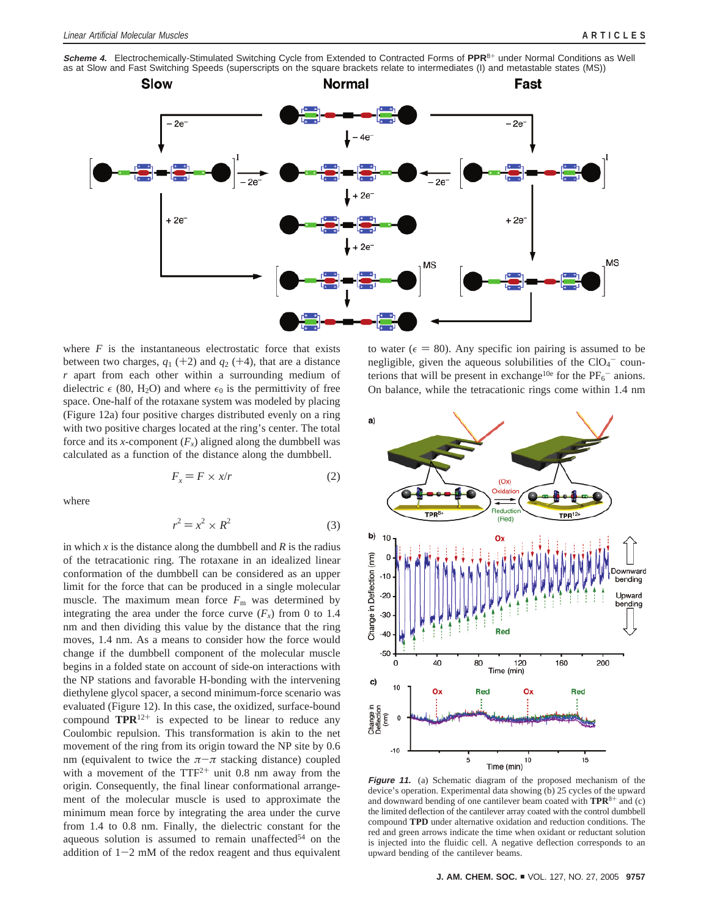*Scheme 4.* Electrochemically-Stimulated Switching Cycle from Extended to Contracted Forms of **PPR**$^{8+}$ under Normal Conditions as Well as at Slow and Fast Switching Speeds (superscripts on the square brackets relate to intermediates (I) and metastable states (MS))

where $F$ is the instantaneous electrostatic force that exists between two charges, $q_1$ (+2) and $q_2$ (+4), that are a distance $r$ apart from each other within a surrounding medium of dielectric $\epsilon$ (80, $H_2O$) and where $\epsilon_0$ is the permittivity of free space. One-half of the rotaxane system was modeled by placing (Figure 12a) four positive charges distributed evenly on a ring with two positive charges located at the ring's center. The total force and its $x$-component ($F_x$) aligned along the dumbbell was calculated as a function of the distance along the dumbbell.

$$F_x = F \times x/r \qquad (2)$$

where

$$r^2 = x^2 \times R^2 \qquad (3)$$

in which $x$ is the distance along the dumbbell and $R$ is the radius of the tetracationic ring. The rotaxane in an idealized linear conformation of the dumbbell can be considered as an upper limit for the force that can be produced in a single molecular muscle. The maximum mean force $F_m$ was determined by integrating the area under the force curve ($F_x$) from 0 to 1.4 nm and then dividing this value by the distance that the ring moves, 1.4 nm. As a means to consider how the force would change if the dumbbell component of the molecular muscle begins in a folded state on account of side-on interactions with the NP stations and favorable H-bonding with the intervening diethylene glycol spacer, a second minimum-force scenario was evaluated (Figure 12). In this case, the oxidized, surface-bound compound **TPR**$^{12+}$ is expected to be linear to reduce any Coulombic repulsion. This transformation is akin to the net movement of the ring from its origin toward the NP site by 0.6 nm (equivalent to twice the $\pi-\pi$ stacking distance) coupled with a movement of the $TTF^{2+}$ unit 0.8 nm away from the origin. Consequently, the final linear conformational arrangement of the molecular muscle is used to approximate the minimum mean force by integrating the area under the curve from 1.4 to 0.8 nm. Finally, the dielectric constant for the aqueous solution is assumed to remain unaffected[54] on the addition of 1−2 mM of the redox reagent and thus equivalent to water ($\epsilon$ = 80). Any specific ion pairing is assumed to be negligible, given the aqueous solubilities of the $ClO_4^-$ counterions that will be present in exchange[10e] for the $PF_6^-$ anions. On balance, while the tetracationic rings come within 1.4 nm

*Figure 11.* (a) Schematic diagram of the proposed mechanism of the device's operation. Experimental data showing (b) 25 cycles of the upward and downward bending of one cantilever beam coated with **TPR**$^{8+}$ and (c) the limited deflection of the cantilever array coated with the control dumbbell compound **TPD** under alternative oxidation and reduction conditions. The red and green arrows indicate the time when oxidant or reductant solution is injected into the fluidic cell. A negative deflection corresponds to an upward bending of the cantilever beams.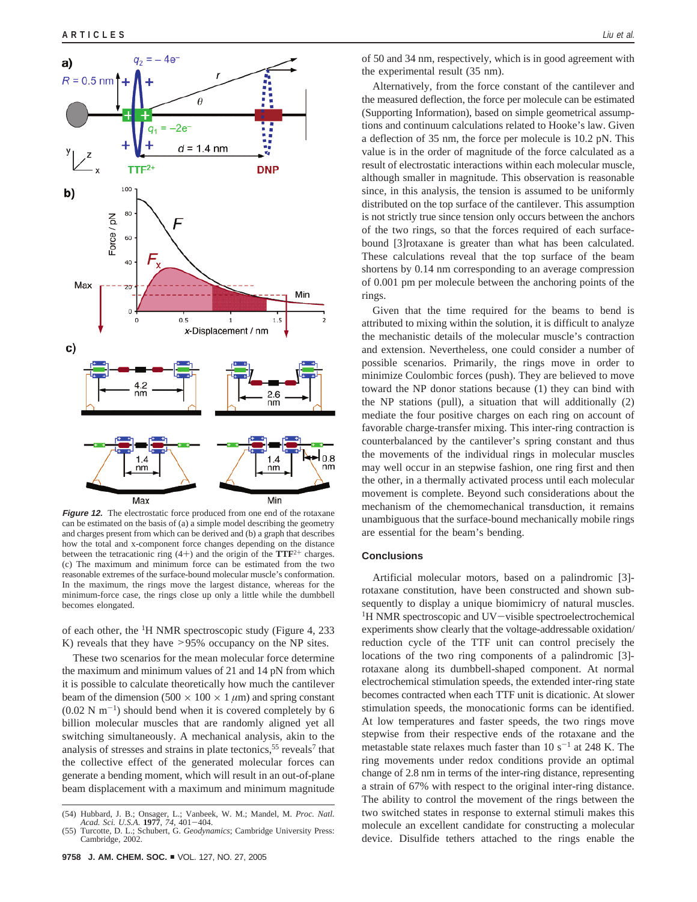**Figure 12.** The electrostatic force produced from one end of the rotaxane can be estimated on the basis of (a) a simple model describing the geometry and charges present from which can be derived and (b) a graph that describes how the total and x-component force changes depending on the distance between the tetracationic ring (4+) and the origin of the **TTF**$^{2+}$ charges. (c) The maximum and minimum force can be estimated from the two reasonable extremes of the surface-bound molecular muscle's conformation. In the maximum, the rings move the largest distance, whereas for the minimum-force case, the rings close up only a little while the dumbbell becomes elongated.

of each other, the $^1$H NMR spectroscopic study (Figure 4, 233 K) reveals that they have >95% occupancy on the NP sites.

These two scenarios for the mean molecular force determine the maximum and minimum values of 21 and 14 pN from which it is possible to calculate theoretically how much the cantilever beam of the dimension (500 × 100 × 1 $\mu$m) and spring constant (0.02 N m$^{-1}$) should bend when it is covered completely by 6 billion molecular muscles that are randomly aligned yet all switching simultaneously. A mechanical analysis, akin to the analysis of stresses and strains in plate tectonics,[55] reveals[7] that the collective effect of the generated molecular forces can generate a bending moment, which will result in an out-of-plane beam displacement with a maximum and minimum magnitude of 50 and 34 nm, respectively, which is in good agreement with the experimental result (35 nm).

Alternatively, from the force constant of the cantilever and the measured deflection, the force per molecule can be estimated (Supporting Information), based on simple geometrical assumptions and continuum calculations related to Hooke's law. Given a deflection of 35 nm, the force per molecule is 10.2 pN. This value is in the order of magnitude of the force calculated as a result of electrostatic interactions within each molecular muscle, although smaller in magnitude. This observation is reasonable since, in this analysis, the tension is assumed to be uniformly distributed on the top surface of the cantilever. This assumption is not strictly true since tension only occurs between the anchors of the two rings, so that the forces required of each surface-bound [3]rotaxane is greater than what has been calculated. These calculations reveal that the top surface of the beam shortens by 0.14 nm corresponding to an average compression of 0.001 pm per molecule between the anchoring points of the rings.

Given that the time required for the beams to bend is attributed to mixing within the solution, it is difficult to analyze the mechanistic details of the molecular muscle's contraction and extension. Nevertheless, one could consider a number of possible scenarios. Primarily, the rings move in order to minimize Coulombic forces (push). They are believed to move toward the NP donor stations because (1) they can bind with the NP stations (pull), a situation that will additionally (2) mediate the four positive charges on each ring on account of favorable charge-transfer mixing. This inter-ring contraction is counterbalanced by the cantilever's spring constant and thus the movements of the individual rings in molecular muscles may well occur in an stepwise fashion, one ring first and then the other, in a thermally activated process until each molecular movement is complete. Beyond such considerations about the mechanism of the chemomechanical transduction, it remains unambiguous that the surface-bound mechanically mobile rings are essential for the beam's bending.

## Conclusions

Artificial molecular motors, based on a palindromic [3]-rotaxane constitution, have been constructed and shown subsequently to display a unique biomimicry of natural muscles. $^1$H NMR spectroscopic and UV−visible spectroelectrochemical experiments show clearly that the voltage-addressable oxidation/reduction cycle of the TTF unit can control precisely the locations of the two ring components of a palindromic [3]-rotaxane along its dumbbell-shaped component. At normal electrochemical stimulation speeds, the extended inter-ring state becomes contracted when each TTF unit is dicationic. At slower stimulation speeds, the monocationic forms can be identified. At low temperatures and faster speeds, the two rings move stepwise from their respective ends of the rotaxane and the metastable state relaxes much faster than 10 s$^{-1}$ at 248 K. The ring movements under redox conditions provide an optimal change of 2.8 nm in terms of the inter-ring distance, representing a strain of 67% with respect to the original inter-ring distance. The ability to control the movement of the rings between the two switched states in response to external stimuli makes this molecule an excellent candidate for constructing a molecular device. Disulfide tethers attached to the rings enable the

(54) Hubbard, J. B.; Onsager, L.; Vanbeek, W. M.; Mandel, M. *Proc. Natl. Acad. Sci. U.S.A.* **1977**, *74*, 401−404.
(55) Turcotte, D. L.; Schubert, G. *Geodynamics*; Cambridge University Press: Cambridge, 2002.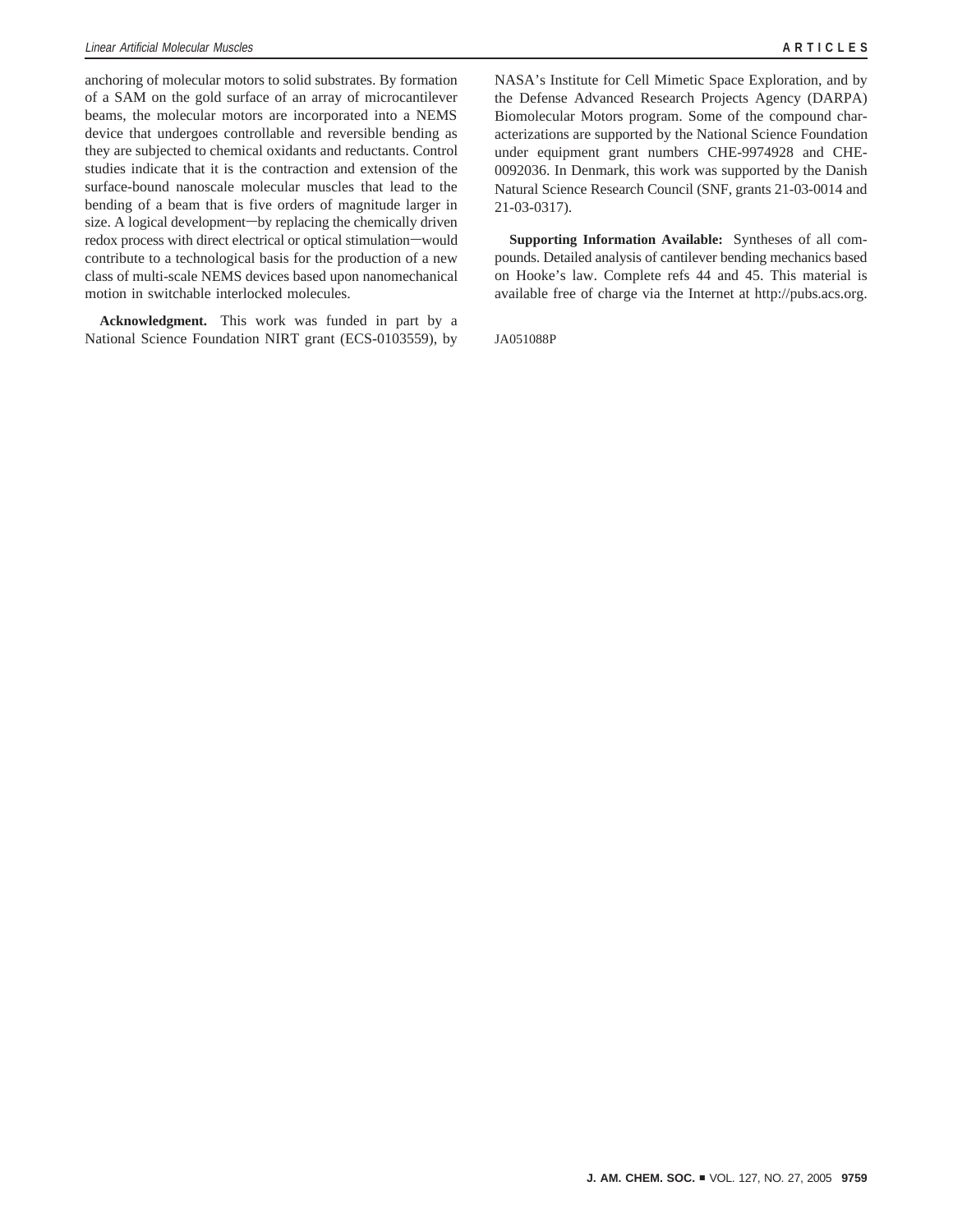anchoring of molecular motors to solid substrates. By formation of a SAM on the gold surface of an array of microcantilever beams, the molecular motors are incorporated into a NEMS device that undergoes controllable and reversible bending as they are subjected to chemical oxidants and reductants. Control studies indicate that it is the contraction and extension of the surface-bound nanoscale molecular muscles that lead to the bending of a beam that is five orders of magnitude larger in size. A logical development—by replacing the chemically driven redox process with direct electrical or optical stimulation—would contribute to a technological basis for the production of a new class of multi-scale NEMS devices based upon nanomechanical motion in switchable interlocked molecules.

**Acknowledgment.** This work was funded in part by a National Science Foundation NIRT grant (ECS-0103559), by NASA's Institute for Cell Mimetic Space Exploration, and by the Defense Advanced Research Projects Agency (DARPA) Biomolecular Motors program. Some of the compound characterizations are supported by the National Science Foundation under equipment grant numbers CHE-9974928 and CHE-0092036. In Denmark, this work was supported by the Danish Natural Science Research Council (SNF, grants 21-03-0014 and 21-03-0317).

**Supporting Information Available:** Syntheses of all compounds. Detailed analysis of cantilever bending mechanics based on Hooke's law. Complete refs 44 and 45. This material is available free of charge via the Internet at http://pubs.acs.org.

JA051088P